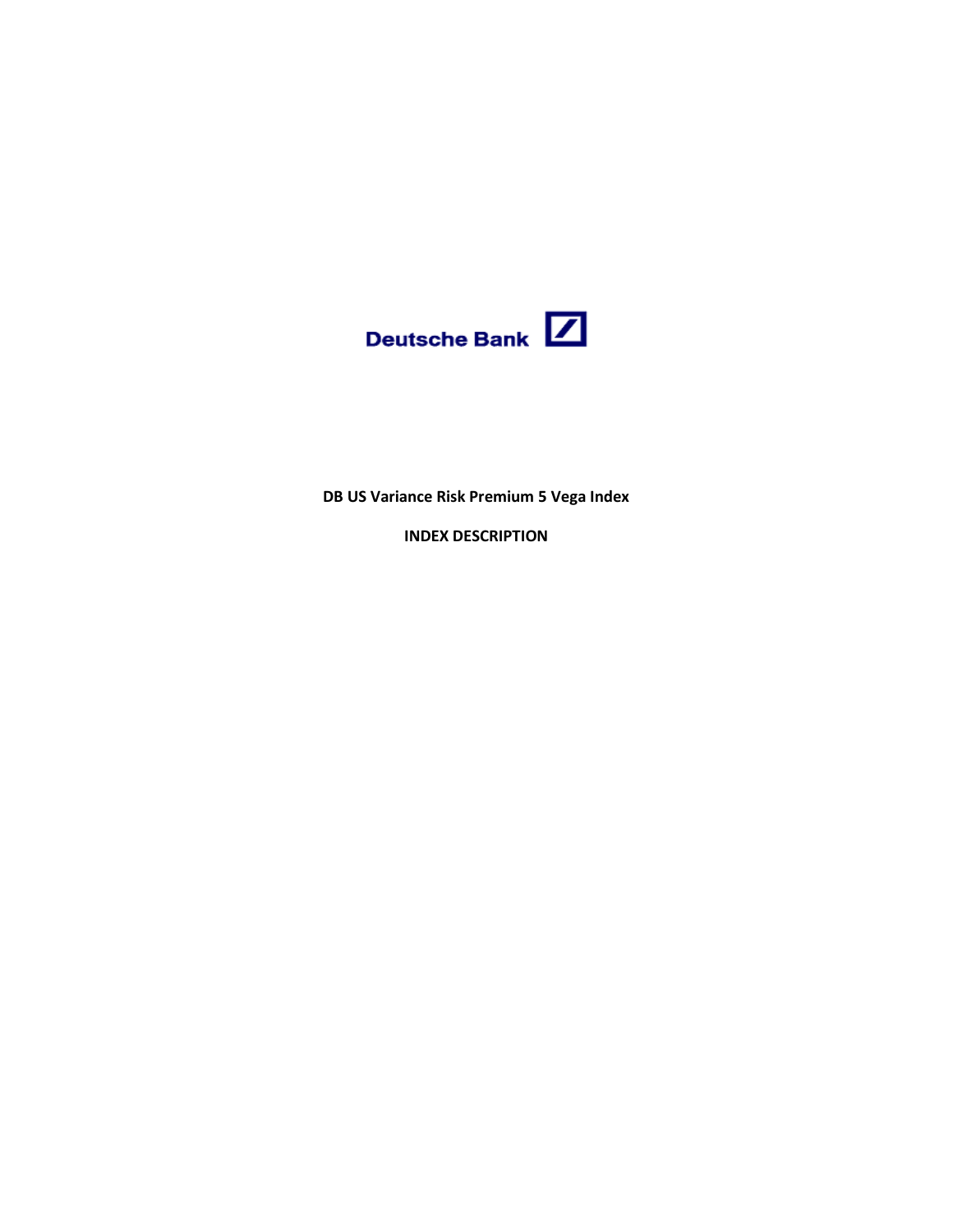Deutsche Bank

**DB US Variance Risk Premium 5 Vega Index**

**INDEX DESCRIPTION**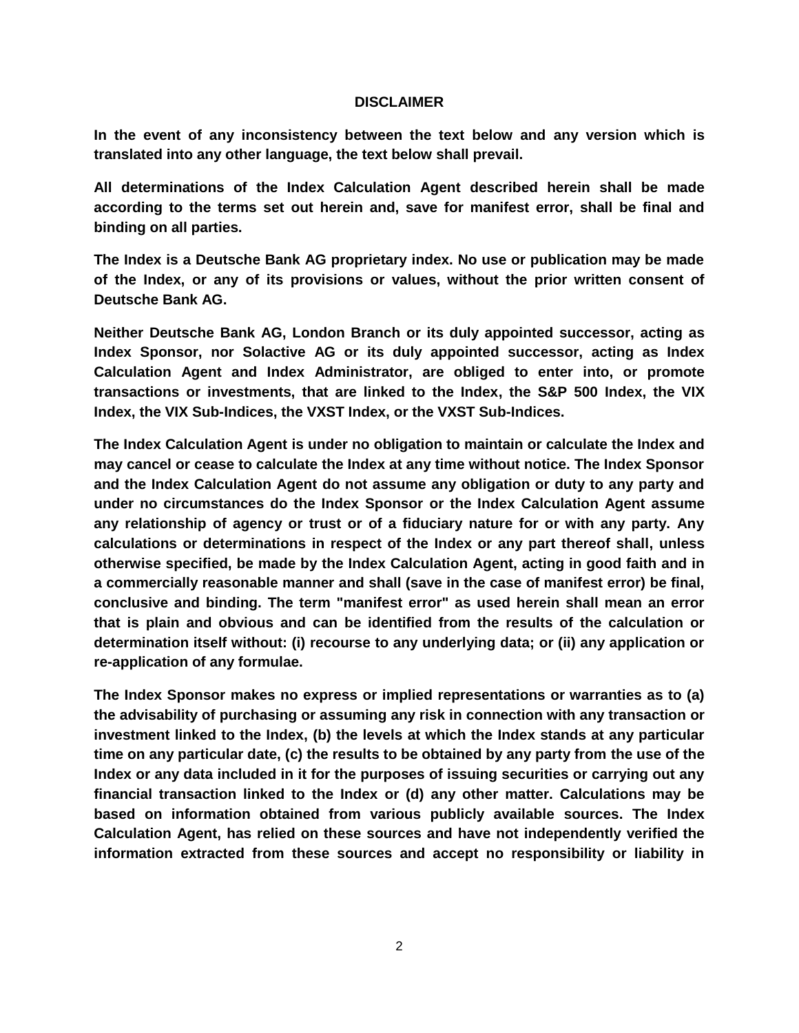## DISCLAIMER

**In the event of any inconsistency between the text below and any version which is translated into any other language, the text below shall prevail.**

**All determinations of the Index Calculation Agent described herein shall be made according to the terms set out herein and, save for manifest error, shall be final and binding on all parties.**

**The Index is a Deutsche Bank AG proprietary index. No use or publication may be made of the Index, or any of its provisions or values, without the prior written consent of Deutsche Bank AG.**

**Neither Deutsche Bank AG, London Branch or its duly appointed successor, acting as Index Sponsor, nor Solactive AG or its duly appointed successor, acting as Index Calculation Agent and Index Administrator, are obliged to enter into, or promote transactions or investments, that are linked to the Index, the S&P 500 Index, the VIX Index, the VIX Sub-Indices, the VXST Index, or the VXST Sub-Indices.**

**The Index Calculation Agent is under no obligation to maintain or calculate the Index and may cancel or cease to calculate the Index at any time without notice. The Index Sponsor and the Index Calculation Agent do not assume any obligation or duty to any party and under no circumstances do the Index Sponsor or the Index Calculation Agent assume any relationship of agency or trust or of a fiduciary nature for or with any party. Any calculations or determinations in respect of the Index or any part thereof shall, unless otherwise specified, be made by the Index Calculation Agent, acting in good faith and in a commercially reasonable manner and shall (save in the case of manifest error) be final, conclusive and binding. The term "manifest error" as used herein shall mean an error that is plain and obvious and can be identified from the results of the calculation or determination itself without: (i) recourse to any underlying data; or (ii) any application or re-application of any formulae.**

**The Index Sponsor makes no express or implied representations or warranties as to (a) the advisability of purchasing or assuming any risk in connection with any transaction or investment linked to the Index, (b) the levels at which the Index stands at any particular time on any particular date, (c) the results to be obtained by any party from the use of the Index or any data included in it for the purposes of issuing securities or carrying out any financial transaction linked to the Index or (d) any other matter. Calculations may be based on information obtained from various publicly available sources. The Index Calculation Agent, has relied on these sources and have not independently verified the information extracted from these sources and accept no responsibility or liability in**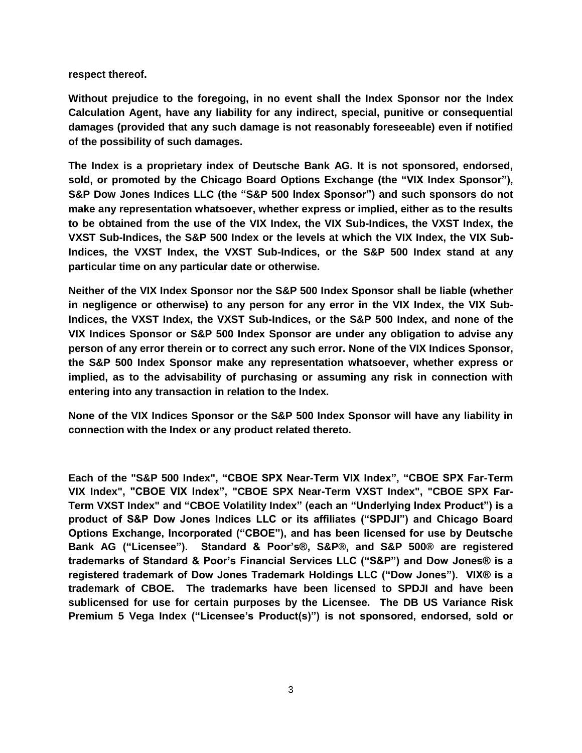**respect thereof.**

**Without prejudice to the foregoing, in no event shall the Index Sponsor nor the Index Calculation Agent, have any liability for any indirect, special, punitive or consequential damages (provided that any such damage is not reasonably foreseeable) even if notified of the possibility of such damages.**

**The Index is a proprietary index of Deutsche Bank AG. It is not sponsored, endorsed, sold, or promoted by the Chicago Board Options Exchange (the "VIX Index Sponsor"), S&P Dow Jones Indices LLC (the "S&P 500 Index Sponsor") and such sponsors do not make any representation whatsoever, whether express or implied, either as to the results to be obtained from the use of the VIX Index, the VIX Sub-Indices, the VXST Index, the VXST Sub-Indices, the S&P 500 Index or the levels at which the VIX Index, the VIX Sub-Indices, the VXST Index, the VXST Sub-Indices, or the S&P 500 Index stand at any particular time on any particular date or otherwise.**

**Neither of the VIX Index Sponsor nor the S&P 500 Index Sponsor shall be liable (whether in negligence or otherwise) to any person for any error in the VIX Index, the VIX Sub-Indices, the VXST Index, the VXST Sub-Indices, or the S&P 500 Index, and none of the VIX Indices Sponsor or S&P 500 Index Sponsor are under any obligation to advise any person of any error therein or to correct any such error. None of the VIX Indices Sponsor, the S&P 500 Index Sponsor make any representation whatsoever, whether express or implied, as to the advisability of purchasing or assuming any risk in connection with entering into any transaction in relation to the Index.**

**None of the VIX Indices Sponsor or the S&P 500 Index Sponsor will have any liability in connection with the Index or any product related thereto.**

**Each of the "S&P 500 Index", "CBOE SPX Near-Term VIX Index", "CBOE SPX Far-Term VIX Index", "CBOE VIX Index", "CBOE SPX Near-Term VXST Index", "CBOE SPX Far-Term VXST Index" and "CBOE Volatility Index" (each an "Underlying Index Product") is a product of S&P Dow Jones Indices LLC or its affiliates ("SPDJI") and Chicago Board Options Exchange, Incorporated ("CBOE"), and has been licensed for use by Deutsche Bank AG ("Licensee"). Standard & Poor's®, S&P®, and S&P 500® are registered trademarks of Standard & Poor's Financial Services LLC ("S&P") and Dow Jones® is a registered trademark of Dow Jones Trademark Holdings LLC ("Dow Jones"). VIX® is a trademark of CBOE. The trademarks have been licensed to SPDJI and have been sublicensed for use for certain purposes by the Licensee. The DB US Variance Risk Premium 5 Vega Index ("Licensee's Product(s)") is not sponsored, endorsed, sold or**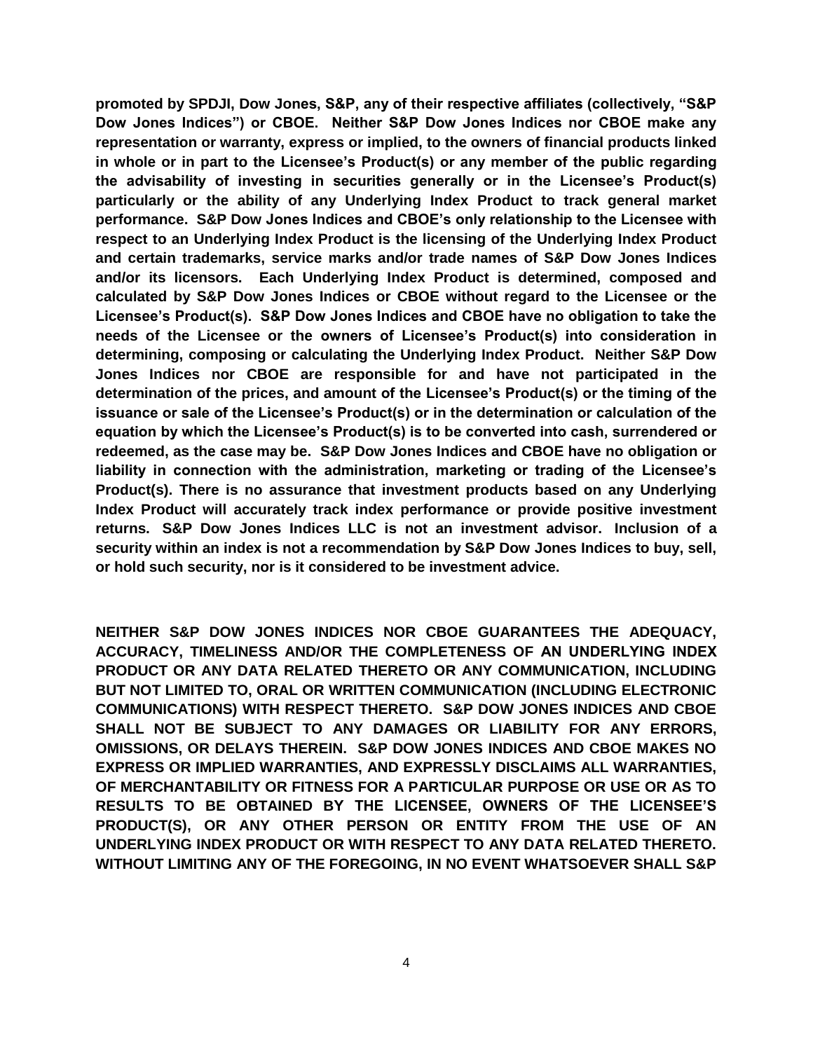**promoted by SPDJI, Dow Jones, S&P, any of their respective affiliates (collectively, "S&P Dow Jones Indices") or CBOE. Neither S&P Dow Jones Indices nor CBOE make any representation or warranty, express or implied, to the owners of financial products linked in whole or in part to the Licensee's Product(s) or any member of the public regarding the advisability of investing in securities generally or in the Licensee's Product(s) particularly or the ability of any Underlying Index Product to track general market performance. S&P Dow Jones Indices and CBOE's only relationship to the Licensee with respect to an Underlying Index Product is the licensing of the Underlying Index Product and certain trademarks, service marks and/or trade names of S&P Dow Jones Indices and/or its licensors. Each Underlying Index Product is determined, composed and calculated by S&P Dow Jones Indices or CBOE without regard to the Licensee or the Licensee's Product(s). S&P Dow Jones Indices and CBOE have no obligation to take the needs of the Licensee or the owners of Licensee's Product(s) into consideration in determining, composing or calculating the Underlying Index Product. Neither S&P Dow Jones Indices nor CBOE are responsible for and have not participated in the determination of the prices, and amount of the Licensee's Product(s) or the timing of the issuance or sale of the Licensee's Product(s) or in the determination or calculation of the equation by which the Licensee's Product(s) is to be converted into cash, surrendered or redeemed, as the case may be. S&P Dow Jones Indices and CBOE have no obligation or liability in connection with the administration, marketing or trading of the Licensee's Product(s). There is no assurance that investment products based on any Underlying Index Product will accurately track index performance or provide positive investment returns. S&P Dow Jones Indices LLC is not an investment advisor. Inclusion of a security within an index is not a recommendation by S&P Dow Jones Indices to buy, sell, or hold such security, nor is it considered to be investment advice.**

**NEITHER S&P DOW JONES INDICES NOR CBOE GUARANTEES THE ADEQUACY, ACCURACY, TIMELINESS AND/OR THE COMPLETENESS OF AN UNDERLYING INDEX PRODUCT OR ANY DATA RELATED THERETO OR ANY COMMUNICATION, INCLUDING BUT NOT LIMITED TO, ORAL OR WRITTEN COMMUNICATION (INCLUDING ELECTRONIC COMMUNICATIONS) WITH RESPECT THERETO. S&P DOW JONES INDICES AND CBOE SHALL NOT BE SUBJECT TO ANY DAMAGES OR LIABILITY FOR ANY ERRORS, OMISSIONS, OR DELAYS THEREIN. S&P DOW JONES INDICES AND CBOE MAKES NO EXPRESS OR IMPLIED WARRANTIES, AND EXPRESSLY DISCLAIMS ALL WARRANTIES, OF MERCHANTABILITY OR FITNESS FOR A PARTICULAR PURPOSE OR USE OR AS TO RESULTS TO BE OBTAINED BY THE LICENSEE, OWNERS OF THE LICENSEE'S PRODUCT(S), OR ANY OTHER PERSON OR ENTITY FROM THE USE OF AN UNDERLYING INDEX PRODUCT OR WITH RESPECT TO ANY DATA RELATED THERETO. WITHOUT LIMITING ANY OF THE FOREGOING, IN NO EVENT WHATSOEVER SHALL S&P**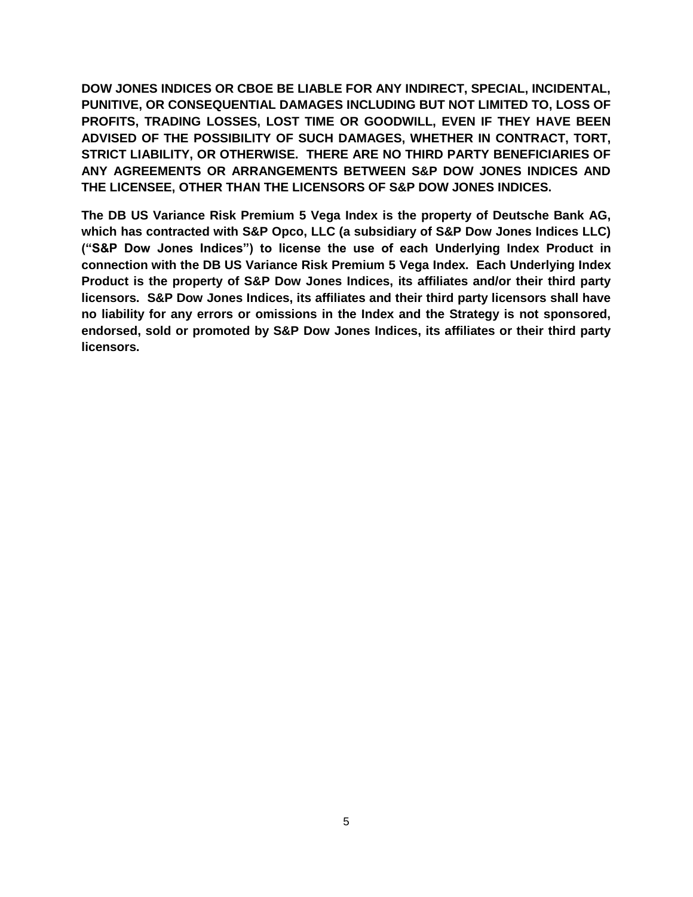**DOW JONES INDICES OR CBOE BE LIABLE FOR ANY INDIRECT, SPECIAL, INCIDENTAL, PUNITIVE, OR CONSEQUENTIAL DAMAGES INCLUDING BUT NOT LIMITED TO, LOSS OF PROFITS, TRADING LOSSES, LOST TIME OR GOODWILL, EVEN IF THEY HAVE BEEN ADVISED OF THE POSSIBILITY OF SUCH DAMAGES, WHETHER IN CONTRACT, TORT, STRICT LIABILITY, OR OTHERWISE. THERE ARE NO THIRD PARTY BENEFICIARIES OF ANY AGREEMENTS OR ARRANGEMENTS BETWEEN S&P DOW JONES INDICES AND THE LICENSEE, OTHER THAN THE LICENSORS OF S&P DOW JONES INDICES.**

**The DB US Variance Risk Premium 5 Vega Index is the property of Deutsche Bank AG, which has contracted with S&P Opco, LLC (a subsidiary of S&P Dow Jones Indices LLC) ("S&P Dow Jones Indices") to license the use of each Underlying Index Product in connection with the DB US Variance Risk Premium 5 Vega Index. Each Underlying Index Product is the property of S&P Dow Jones Indices, its affiliates and/or their third party licensors. S&P Dow Jones Indices, its affiliates and their third party licensors shall have no liability for any errors or omissions in the Index and the Strategy is not sponsored, endorsed, sold or promoted by S&P Dow Jones Indices, its affiliates or their third party licensors.**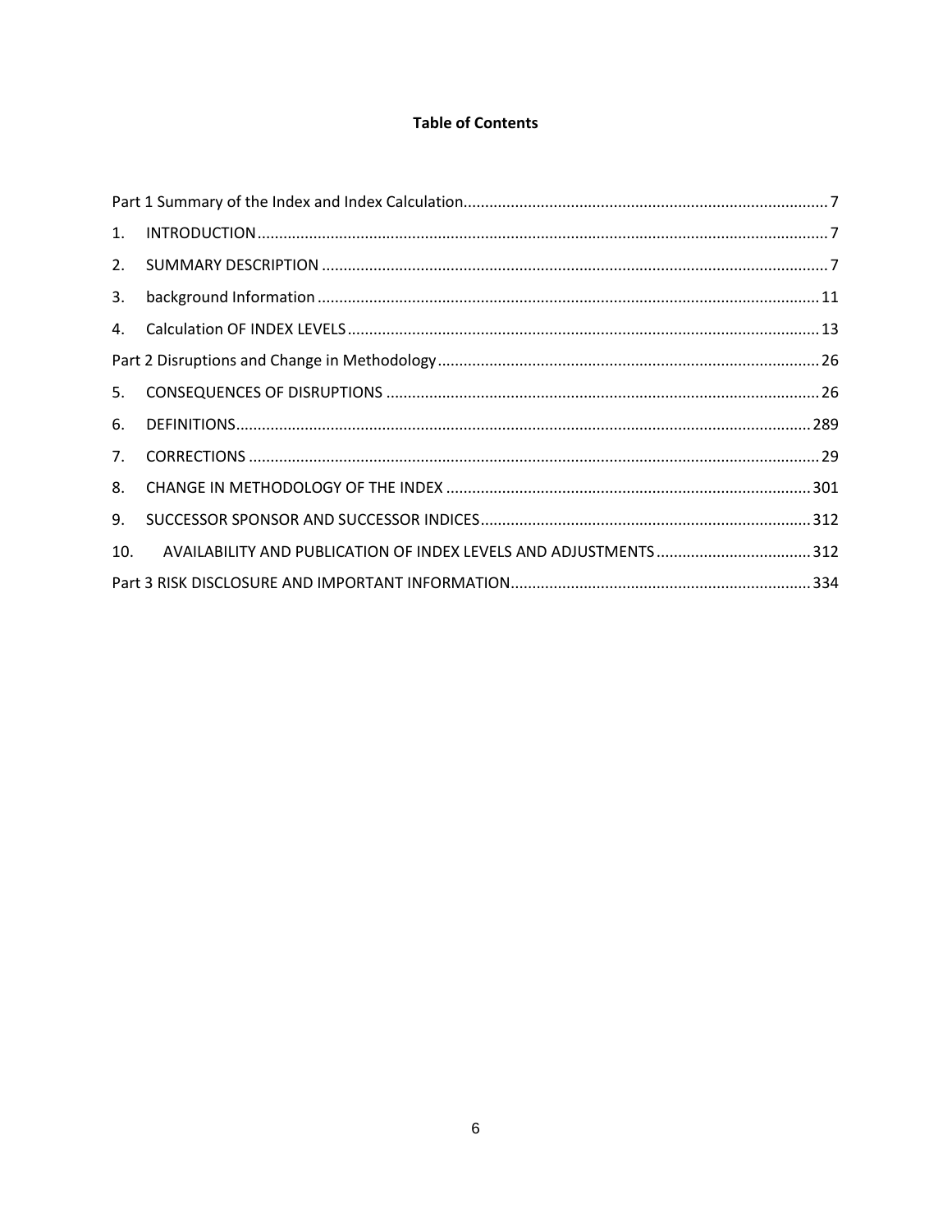**Table of Contents**

Part 1 Summary of the Index and Index Calculation .......... 7

1. INTRODUCTION .......... 7
2. SUMMARY DESCRIPTION .......... 7
3. background Information .......... 11
4. Calculation OF INDEX LEVELS .......... 13

Part 2 Disruptions and Change in Methodology .......... 26

5. CONSEQUENCES OF DISRUPTIONS .......... 26
6. DEFINITIONS .......... 289
7. CORRECTIONS .......... 29
8. CHANGE IN METHODOLOGY OF THE INDEX .......... 301
9. SUCCESSOR SPONSOR AND SUCCESSOR INDICES .......... 312
10. AVAILABILITY AND PUBLICATION OF INDEX LEVELS AND ADJUSTMENTS .......... 312

Part 3 RISK DISCLOSURE AND IMPORTANT INFORMATION .......... 334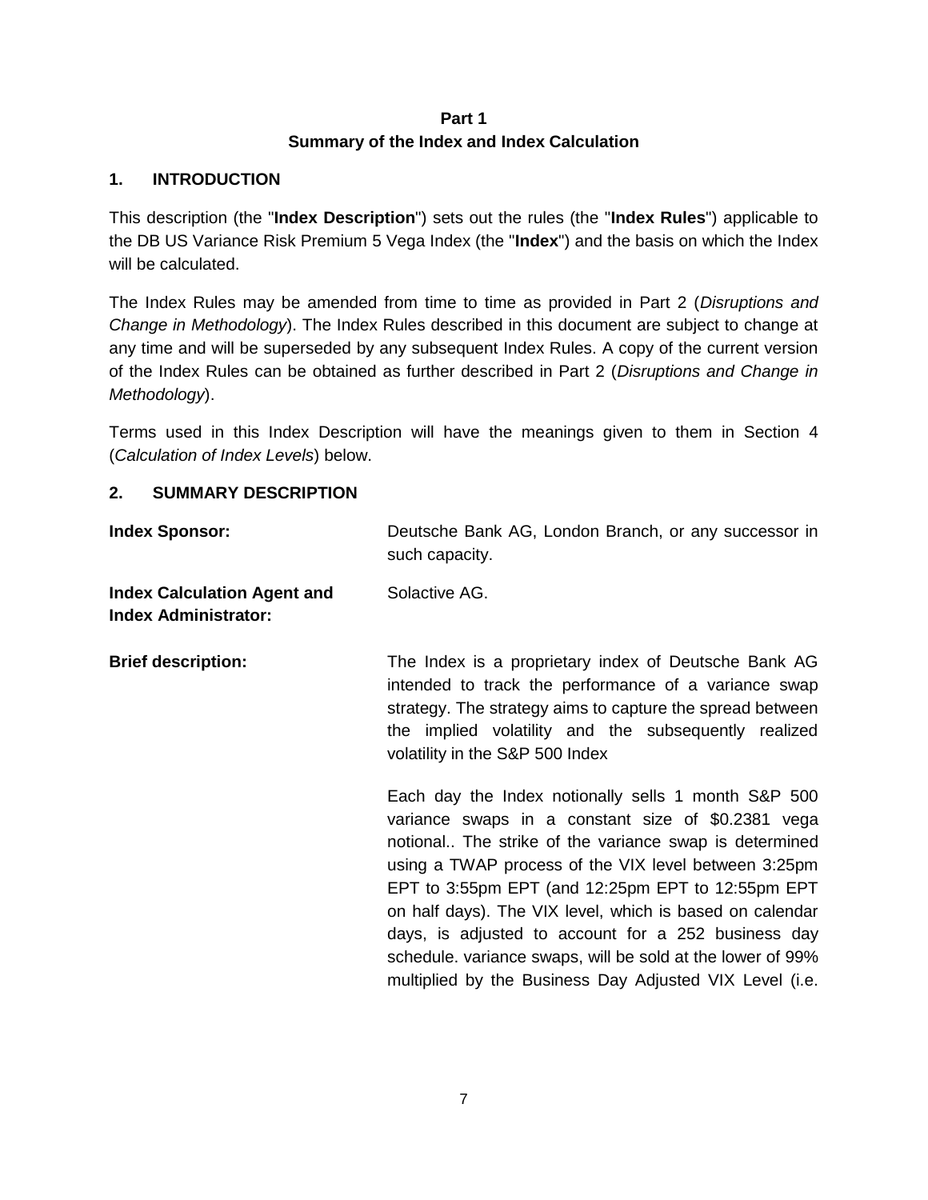**Part 1**
**Summary of the Index and Index Calculation**

## 1. INTRODUCTION

This description (the "**Index Description**") sets out the rules (the "**Index Rules**") applicable to the DB US Variance Risk Premium 5 Vega Index (the "**Index**") and the basis on which the Index will be calculated.

The Index Rules may be amended from time to time as provided in Part 2 (*Disruptions and Change in Methodology*). The Index Rules described in this document are subject to change at any time and will be superseded by any subsequent Index Rules. A copy of the current version of the Index Rules can be obtained as further described in Part 2 (*Disruptions and Change in Methodology*).

Terms used in this Index Description will have the meanings given to them in Section 4 (*Calculation of Index Levels*) below.

## 2. SUMMARY DESCRIPTION

**Index Sponsor:** Deutsche Bank AG, London Branch, or any successor in such capacity.

**Index Calculation Agent and Index Administrator:** Solactive AG.

**Brief description:** The Index is a proprietary index of Deutsche Bank AG intended to track the performance of a variance swap strategy. The strategy aims to capture the spread between the implied volatility and the subsequently realized volatility in the S&P 500 Index

Each day the Index notionally sells 1 month S&P 500 variance swaps in a constant size of $0.2381 vega notional.. The strike of the variance swap is determined using a TWAP process of the VIX level between 3:25pm EPT to 3:55pm EPT (and 12:25pm EPT to 12:55pm EPT on half days). The VIX level, which is based on calendar days, is adjusted to account for a 252 business day schedule. variance swaps, will be sold at the lower of 99% multiplied by the Business Day Adjusted VIX Level (i.e.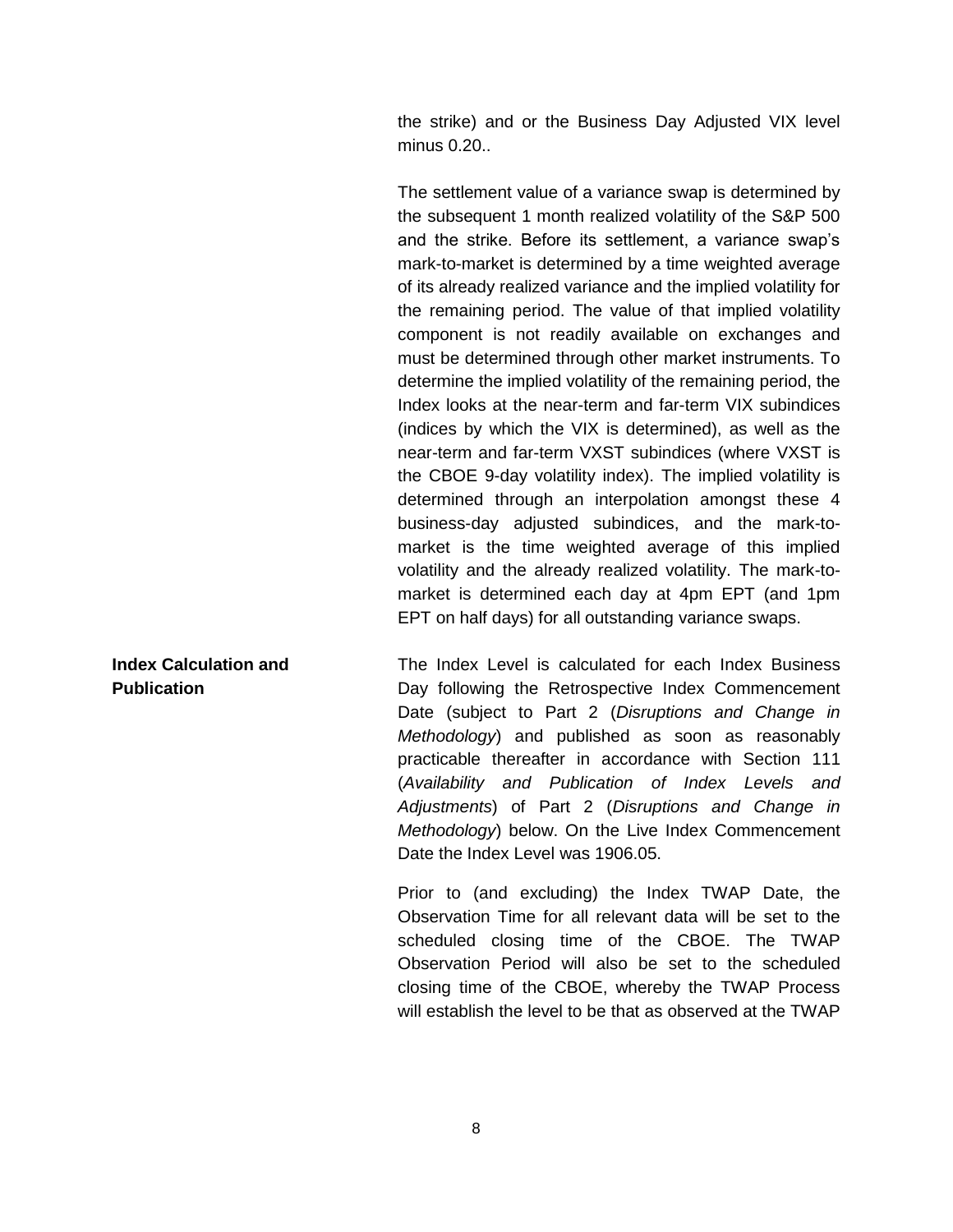the strike) and or the Business Day Adjusted VIX level minus 0.20..

The settlement value of a variance swap is determined by the subsequent 1 month realized volatility of the S&P 500 and the strike. Before its settlement, a variance swap's mark-to-market is determined by a time weighted average of its already realized variance and the implied volatility for the remaining period. The value of that implied volatility component is not readily available on exchanges and must be determined through other market instruments. To determine the implied volatility of the remaining period, the Index looks at the near-term and far-term VIX subindices (indices by which the VIX is determined), as well as the near-term and far-term VXST subindices (where VXST is the CBOE 9-day volatility index). The implied volatility is determined through an interpolation amongst these 4 business-day adjusted subindices, and the mark-to-market is the time weighted average of this implied volatility and the already realized volatility. The mark-to-market is determined each day at 4pm EPT (and 1pm EPT on half days) for all outstanding variance swaps.

**Index Calculation and Publication**

The Index Level is calculated for each Index Business Day following the Retrospective Index Commencement Date (subject to Part 2 (*Disruptions and Change in Methodology*) and published as soon as reasonably practicable thereafter in accordance with Section 111 (*Availability and Publication of Index Levels and Adjustments*) of Part 2 (*Disruptions and Change in Methodology*) below. On the Live Index Commencement Date the Index Level was 1906.05.

Prior to (and excluding) the Index TWAP Date, the Observation Time for all relevant data will be set to the scheduled closing time of the CBOE. The TWAP Observation Period will also be set to the scheduled closing time of the CBOE, whereby the TWAP Process will establish the level to be that as observed at the TWAP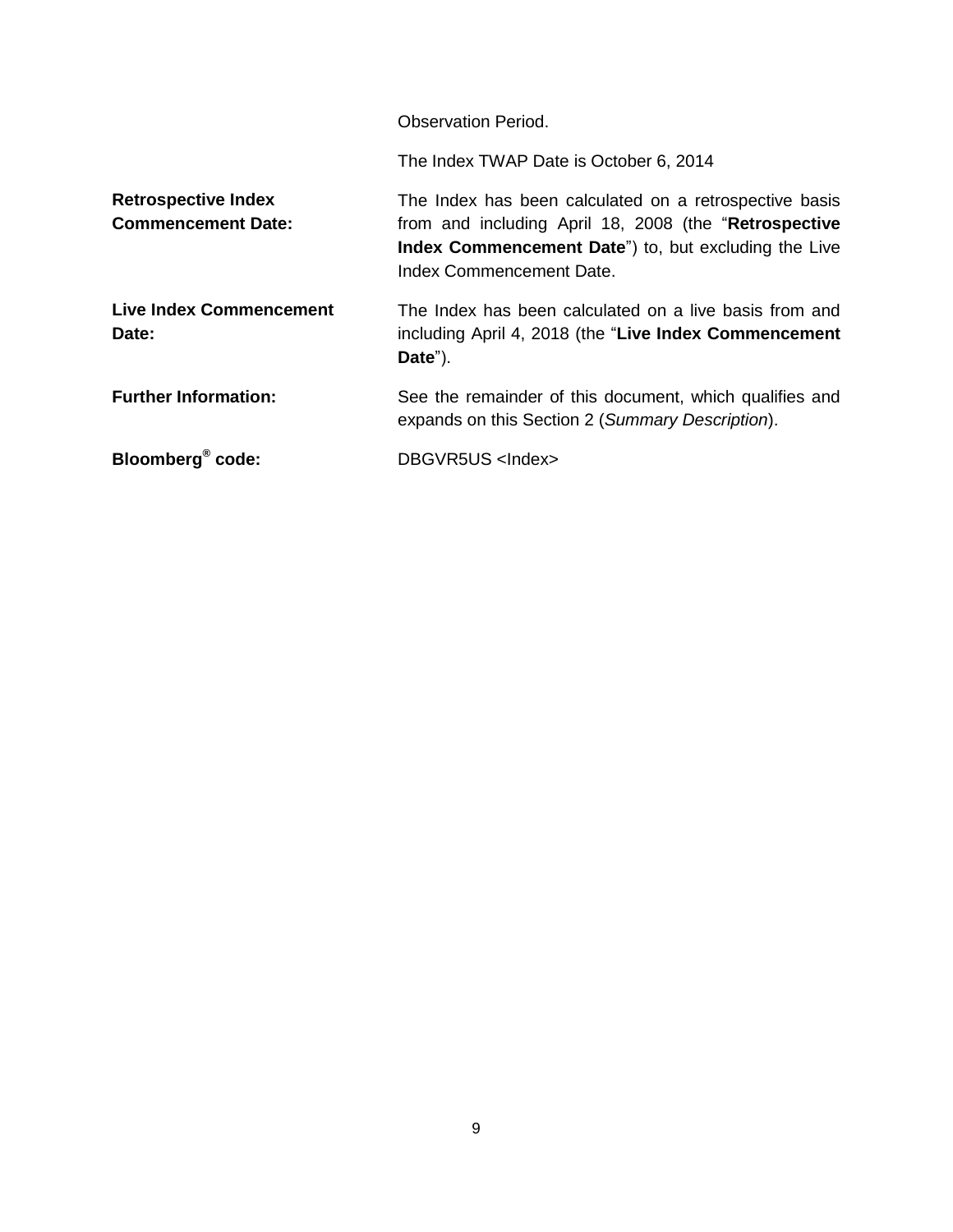| | |
|---|---|
| | Observation Period. |
| | The Index TWAP Date is October 6, 2014 |
| **Retrospective Index Commencement Date:** | The Index has been calculated on a retrospective basis from and including April 18, 2008 (the "**Retrospective Index Commencement Date**") to, but excluding the Live Index Commencement Date. |
| **Live Index Commencement Date:** | The Index has been calculated on a live basis from and including April 4, 2018 (the "**Live Index Commencement Date**"). |
| **Further Information:** | See the remainder of this document, which qualifies and expands on this Section 2 (*Summary Description*). |
| **Bloomberg® code:** | DBGVR5US <Index> |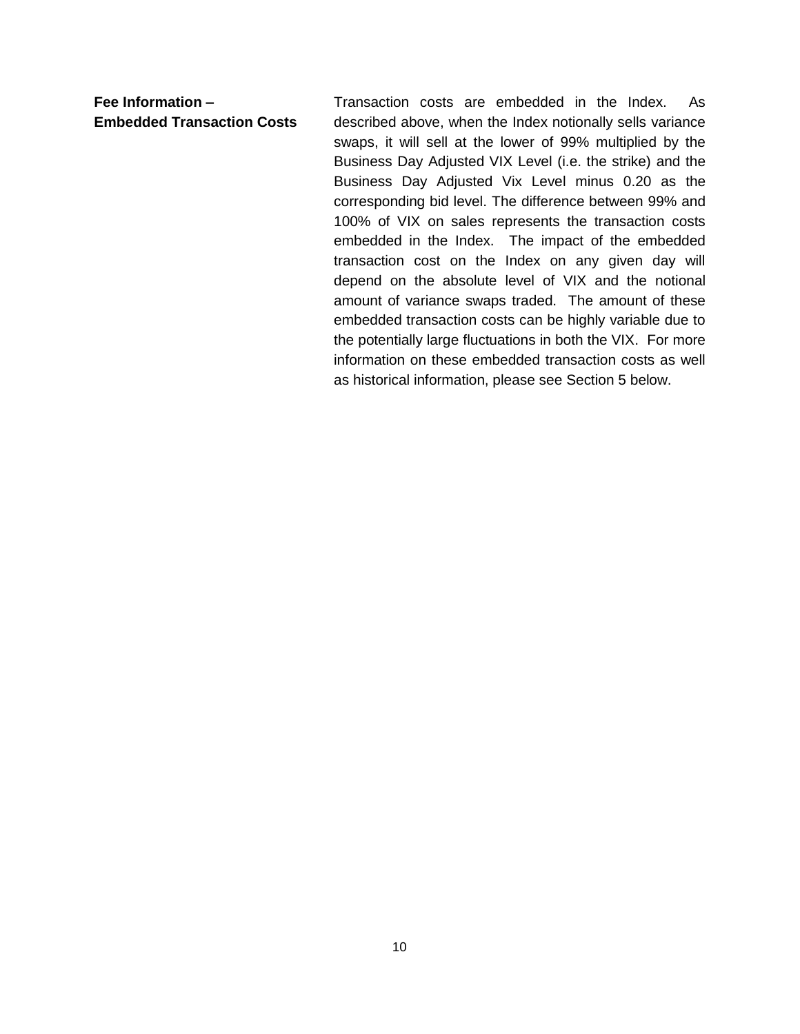**Fee Information – Embedded Transaction Costs**

Transaction costs are embedded in the Index. As described above, when the Index notionally sells variance swaps, it will sell at the lower of 99% multiplied by the Business Day Adjusted VIX Level (i.e. the strike) and the Business Day Adjusted Vix Level minus 0.20 as the corresponding bid level. The difference between 99% and 100% of VIX on sales represents the transaction costs embedded in the Index. The impact of the embedded transaction cost on the Index on any given day will depend on the absolute level of VIX and the notional amount of variance swaps traded. The amount of these embedded transaction costs can be highly variable due to the potentially large fluctuations in both the VIX. For more information on these embedded transaction costs as well as historical information, please see Section 5 below.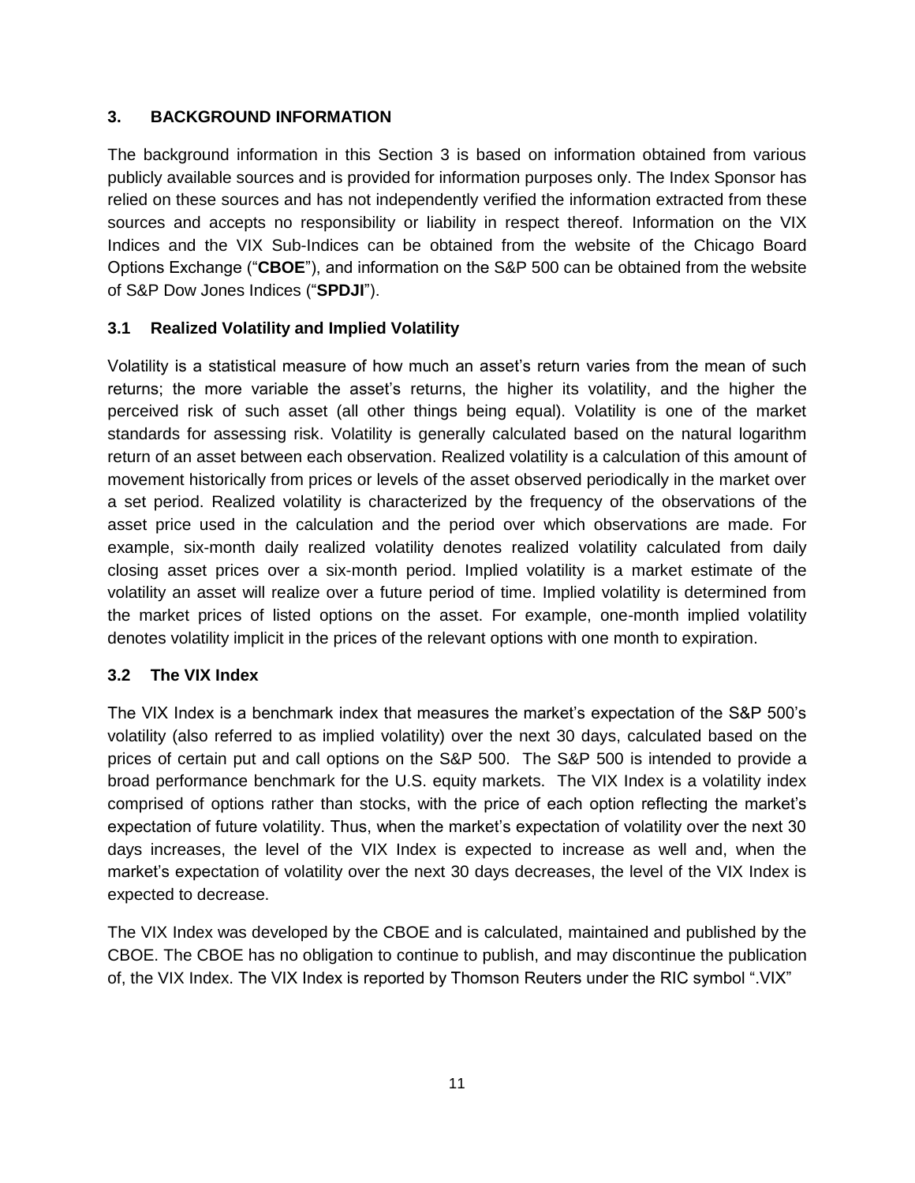## 3. BACKGROUND INFORMATION

The background information in this Section 3 is based on information obtained from various publicly available sources and is provided for information purposes only. The Index Sponsor has relied on these sources and has not independently verified the information extracted from these sources and accepts no responsibility or liability in respect thereof. Information on the VIX Indices and the VIX Sub-Indices can be obtained from the website of the Chicago Board Options Exchange ("**CBOE**"), and information on the S&P 500 can be obtained from the website of S&P Dow Jones Indices ("**SPDJI**").

### 3.1 Realized Volatility and Implied Volatility

Volatility is a statistical measure of how much an asset's return varies from the mean of such returns; the more variable the asset's returns, the higher its volatility, and the higher the perceived risk of such asset (all other things being equal). Volatility is one of the market standards for assessing risk. Volatility is generally calculated based on the natural logarithm return of an asset between each observation. Realized volatility is a calculation of this amount of movement historically from prices or levels of the asset observed periodically in the market over a set period. Realized volatility is characterized by the frequency of the observations of the asset price used in the calculation and the period over which observations are made. For example, six-month daily realized volatility denotes realized volatility calculated from daily closing asset prices over a six-month period. Implied volatility is a market estimate of the volatility an asset will realize over a future period of time. Implied volatility is determined from the market prices of listed options on the asset. For example, one-month implied volatility denotes volatility implicit in the prices of the relevant options with one month to expiration.

### 3.2 The VIX Index

The VIX Index is a benchmark index that measures the market's expectation of the S&P 500's volatility (also referred to as implied volatility) over the next 30 days, calculated based on the prices of certain put and call options on the S&P 500. The S&P 500 is intended to provide a broad performance benchmark for the U.S. equity markets. The VIX Index is a volatility index comprised of options rather than stocks, with the price of each option reflecting the market's expectation of future volatility. Thus, when the market's expectation of volatility over the next 30 days increases, the level of the VIX Index is expected to increase as well and, when the market's expectation of volatility over the next 30 days decreases, the level of the VIX Index is expected to decrease.

The VIX Index was developed by the CBOE and is calculated, maintained and published by the CBOE. The CBOE has no obligation to continue to publish, and may discontinue the publication of, the VIX Index. The VIX Index is reported by Thomson Reuters under the RIC symbol ".VIX"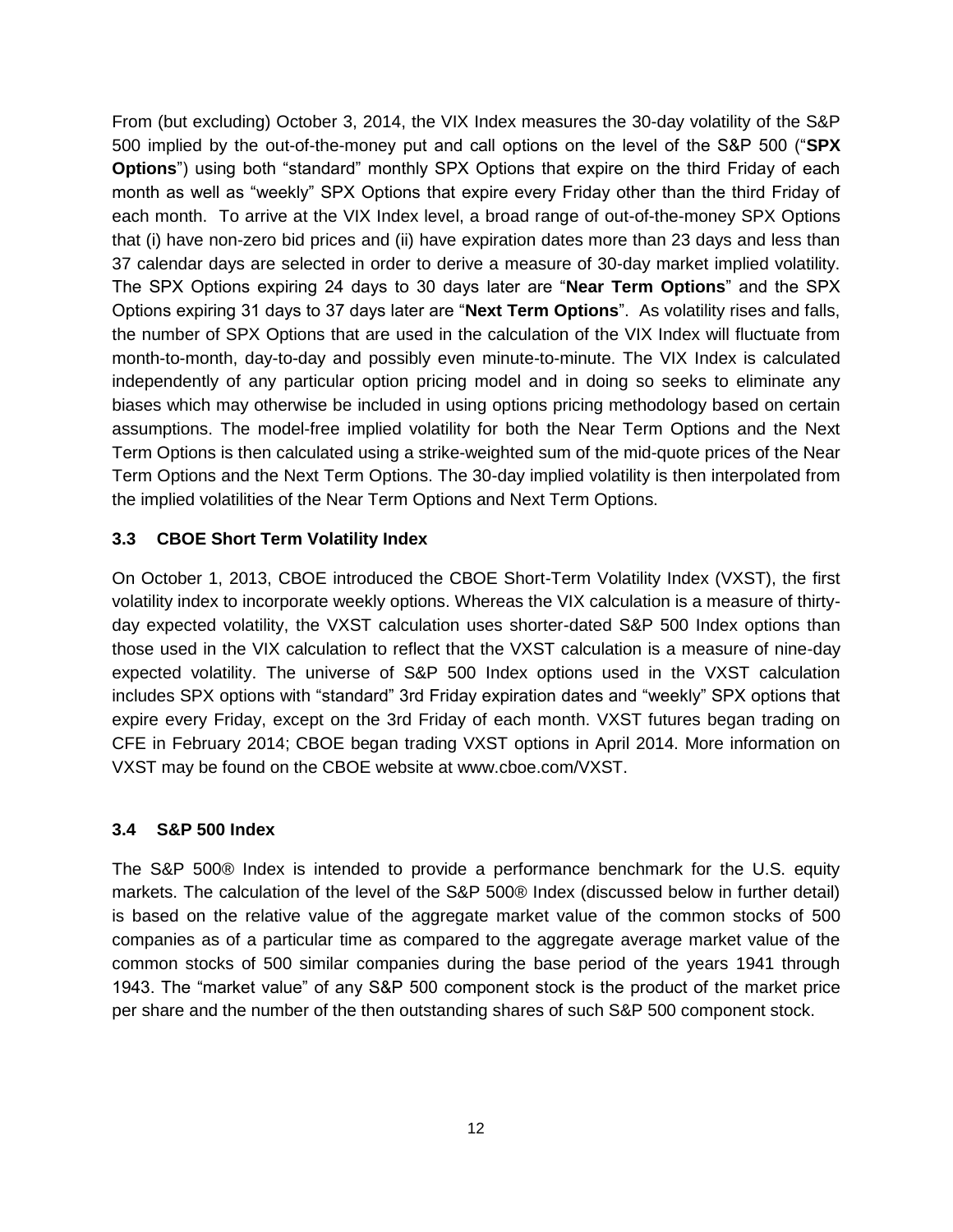From (but excluding) October 3, 2014, the VIX Index measures the 30-day volatility of the S&P 500 implied by the out-of-the-money put and call options on the level of the S&P 500 ("**SPX Options**") using both "standard" monthly SPX Options that expire on the third Friday of each month as well as "weekly" SPX Options that expire every Friday other than the third Friday of each month. To arrive at the VIX Index level, a broad range of out-of-the-money SPX Options that (i) have non-zero bid prices and (ii) have expiration dates more than 23 days and less than 37 calendar days are selected in order to derive a measure of 30-day market implied volatility. The SPX Options expiring 24 days to 30 days later are "**Near Term Options**" and the SPX Options expiring 31 days to 37 days later are "**Next Term Options**". As volatility rises and falls, the number of SPX Options that are used in the calculation of the VIX Index will fluctuate from month-to-month, day-to-day and possibly even minute-to-minute. The VIX Index is calculated independently of any particular option pricing model and in doing so seeks to eliminate any biases which may otherwise be included in using options pricing methodology based on certain assumptions. The model-free implied volatility for both the Near Term Options and the Next Term Options is then calculated using a strike-weighted sum of the mid-quote prices of the Near Term Options and the Next Term Options. The 30-day implied volatility is then interpolated from the implied volatilities of the Near Term Options and Next Term Options.

### 3.3 CBOE Short Term Volatility Index

On October 1, 2013, CBOE introduced the CBOE Short-Term Volatility Index (VXST), the first volatility index to incorporate weekly options. Whereas the VIX calculation is a measure of thirty-day expected volatility, the VXST calculation uses shorter-dated S&P 500 Index options than those used in the VIX calculation to reflect that the VXST calculation is a measure of nine-day expected volatility. The universe of S&P 500 Index options used in the VXST calculation includes SPX options with "standard" 3rd Friday expiration dates and "weekly" SPX options that expire every Friday, except on the 3rd Friday of each month. VXST futures began trading on CFE in February 2014; CBOE began trading VXST options in April 2014. More information on VXST may be found on the CBOE website at www.cboe.com/VXST.

### 3.4 S&P 500 Index

The S&P 500® Index is intended to provide a performance benchmark for the U.S. equity markets. The calculation of the level of the S&P 500® Index (discussed below in further detail) is based on the relative value of the aggregate market value of the common stocks of 500 companies as of a particular time as compared to the aggregate average market value of the common stocks of 500 similar companies during the base period of the years 1941 through 1943. The "market value" of any S&P 500 component stock is the product of the market price per share and the number of the then outstanding shares of such S&P 500 component stock.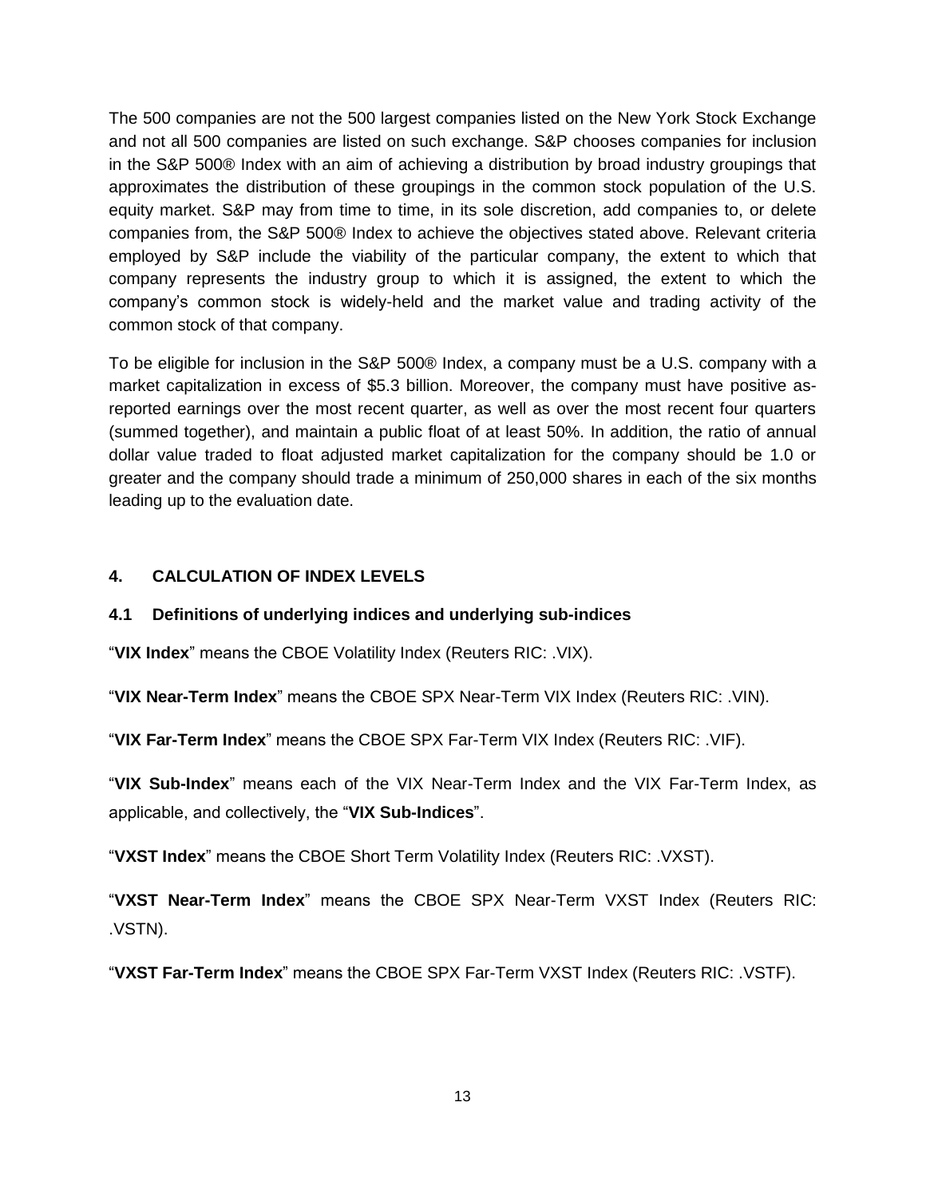The 500 companies are not the 500 largest companies listed on the New York Stock Exchange and not all 500 companies are listed on such exchange. S&P chooses companies for inclusion in the S&P 500® Index with an aim of achieving a distribution by broad industry groupings that approximates the distribution of these groupings in the common stock population of the U.S. equity market. S&P may from time to time, in its sole discretion, add companies to, or delete companies from, the S&P 500® Index to achieve the objectives stated above. Relevant criteria employed by S&P include the viability of the particular company, the extent to which that company represents the industry group to which it is assigned, the extent to which the company's common stock is widely-held and the market value and trading activity of the common stock of that company.

To be eligible for inclusion in the S&P 500® Index, a company must be a U.S. company with a market capitalization in excess of $5.3 billion. Moreover, the company must have positive as-reported earnings over the most recent quarter, as well as over the most recent four quarters (summed together), and maintain a public float of at least 50%. In addition, the ratio of annual dollar value traded to float adjusted market capitalization for the company should be 1.0 or greater and the company should trade a minimum of 250,000 shares in each of the six months leading up to the evaluation date.

## 4. CALCULATION OF INDEX LEVELS

### 4.1 Definitions of underlying indices and underlying sub-indices

"**VIX Index**" means the CBOE Volatility Index (Reuters RIC: .VIX).

"**VIX Near-Term Index**" means the CBOE SPX Near-Term VIX Index (Reuters RIC: .VIN).

"**VIX Far-Term Index**" means the CBOE SPX Far-Term VIX Index (Reuters RIC: .VIF).

"**VIX Sub-Index**" means each of the VIX Near-Term Index and the VIX Far-Term Index, as applicable, and collectively, the "**VIX Sub-Indices**".

"**VXST Index**" means the CBOE Short Term Volatility Index (Reuters RIC: .VXST).

"**VXST Near-Term Index**" means the CBOE SPX Near-Term VXST Index (Reuters RIC: .VSTN).

"**VXST Far-Term Index**" means the CBOE SPX Far-Term VXST Index (Reuters RIC: .VSTF).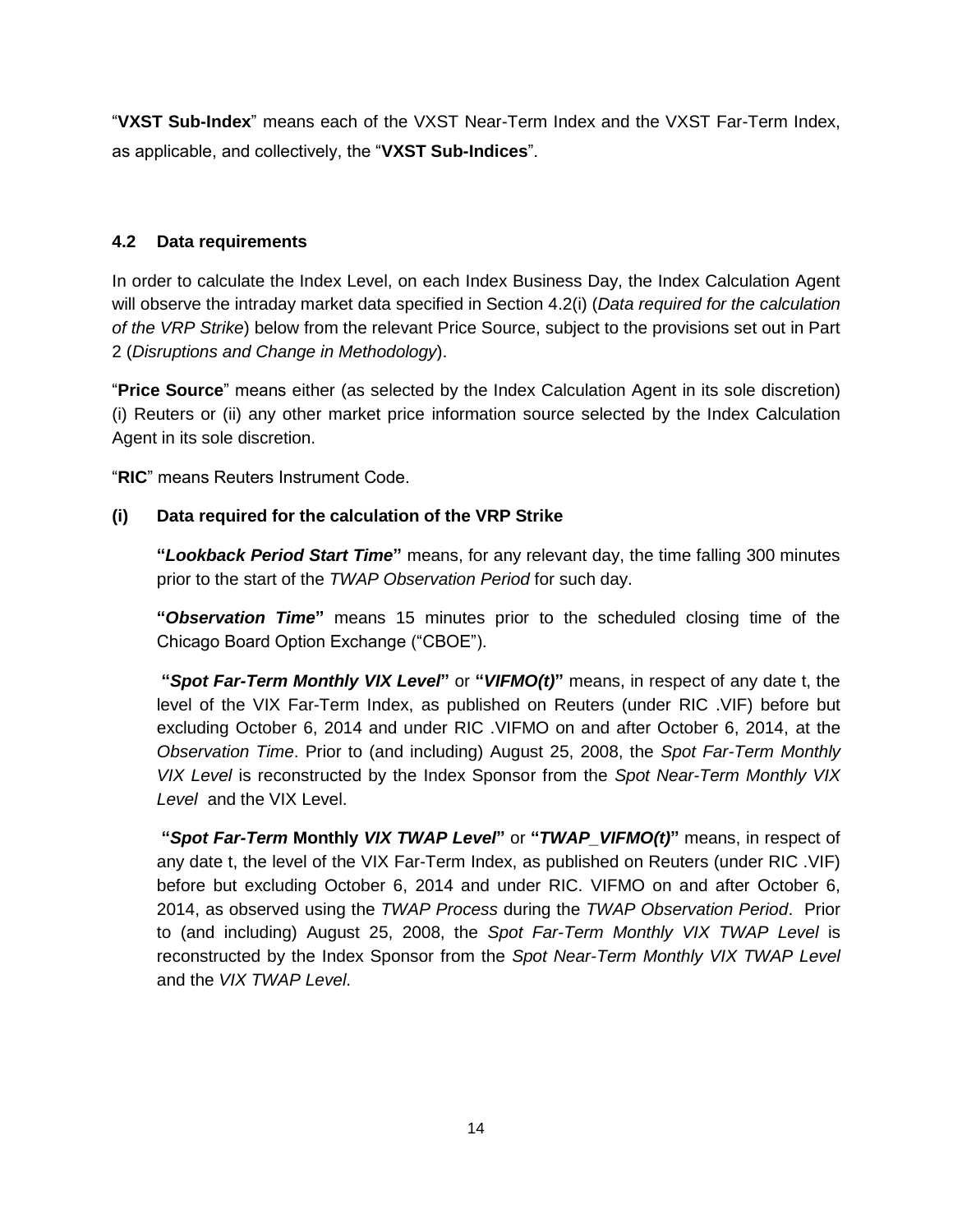"**VXST Sub-Index**" means each of the VXST Near-Term Index and the VXST Far-Term Index, as applicable, and collectively, the "**VXST Sub-Indices**".

### 4.2 Data requirements

In order to calculate the Index Level, on each Index Business Day, the Index Calculation Agent will observe the intraday market data specified in Section 4.2(i) (*Data required for the calculation of the VRP Strike*) below from the relevant Price Source, subject to the provisions set out in Part 2 (*Disruptions and Change in Methodology*).

"**Price Source**" means either (as selected by the Index Calculation Agent in its sole discretion) (i) Reuters or (ii) any other market price information source selected by the Index Calculation Agent in its sole discretion.

"**RIC**" means Reuters Instrument Code.

**(i) Data required for the calculation of the VRP Strike**

**"*Lookback Period Start Time*"** means, for any relevant day, the time falling 300 minutes prior to the start of the *TWAP Observation Period* for such day.

**"*Observation Time*"** means 15 minutes prior to the scheduled closing time of the Chicago Board Option Exchange ("CBOE").

**"*Spot Far-Term Monthly VIX Level*"** or **"*VIFMO(t)*"** means, in respect of any date t, the level of the VIX Far-Term Index, as published on Reuters (under RIC .VIF) before but excluding October 6, 2014 and under RIC .VIFMO on and after October 6, 2014, at the *Observation Time*. Prior to (and including) August 25, 2008, the *Spot Far-Term Monthly VIX Level* is reconstructed by the Index Sponsor from the *Spot Near-Term Monthly VIX Level* and the VIX Level.

**"*Spot Far-Term* Monthly *VIX TWAP Level*"** or **"*TWAP_VIFMO(t)*"** means, in respect of any date t, the level of the VIX Far-Term Index, as published on Reuters (under RIC .VIF) before but excluding October 6, 2014 and under RIC. VIFMO on and after October 6, 2014, as observed using the *TWAP Process* during the *TWAP Observation Period*. Prior to (and including) August 25, 2008, the *Spot Far-Term Monthly VIX TWAP Level* is reconstructed by the Index Sponsor from the *Spot Near-Term Monthly VIX TWAP Level* and the *VIX TWAP Level*.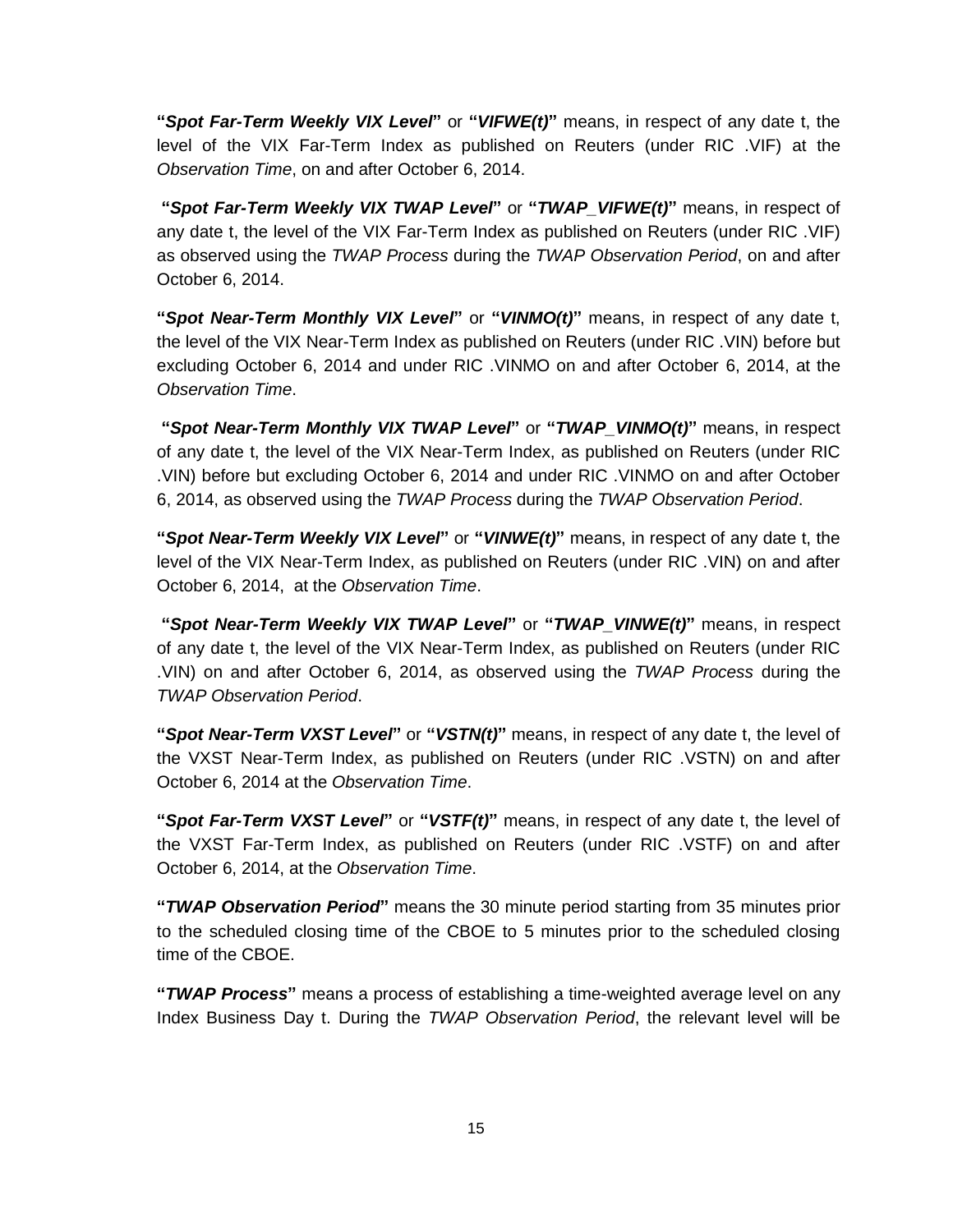**"*Spot Far-Term Weekly VIX Level*"** or **"*VIFWE(t)*"** means, in respect of any date t, the level of the VIX Far-Term Index as published on Reuters (under RIC .VIF) at the *Observation Time*, on and after October 6, 2014.

**"*Spot Far-Term Weekly VIX TWAP Level*"** or **"*TWAP_VIFWE(t)*"** means, in respect of any date t, the level of the VIX Far-Term Index as published on Reuters (under RIC .VIF) as observed using the *TWAP Process* during the *TWAP Observation Period*, on and after October 6, 2014.

**"*Spot Near-Term Monthly VIX Level*"** or **"*VINMO(t)*"** means, in respect of any date t, the level of the VIX Near-Term Index as published on Reuters (under RIC .VIN) before but excluding October 6, 2014 and under RIC .VINMO on and after October 6, 2014, at the *Observation Time*.

**"*Spot Near-Term Monthly VIX TWAP Level*"** or **"*TWAP_VINMO(t)*"** means, in respect of any date t, the level of the VIX Near-Term Index, as published on Reuters (under RIC .VIN) before but excluding October 6, 2014 and under RIC .VINMO on and after October 6, 2014, as observed using the *TWAP Process* during the *TWAP Observation Period*.

**"*Spot Near-Term Weekly VIX Level*"** or **"*VINWE(t)*"** means, in respect of any date t, the level of the VIX Near-Term Index, as published on Reuters (under RIC .VIN) on and after October 6, 2014, at the *Observation Time*.

**"*Spot Near-Term Weekly VIX TWAP Level*"** or **"*TWAP_VINWE(t)*"** means, in respect of any date t, the level of the VIX Near-Term Index, as published on Reuters (under RIC .VIN) on and after October 6, 2014, as observed using the *TWAP Process* during the *TWAP Observation Period*.

**"*Spot Near-Term VXST Level*"** or **"*VSTN(t)*"** means, in respect of any date t, the level of the VXST Near-Term Index, as published on Reuters (under RIC .VSTN) on and after October 6, 2014 at the *Observation Time*.

**"*Spot Far-Term VXST Level*"** or **"*VSTF(t)*"** means, in respect of any date t, the level of the VXST Far-Term Index, as published on Reuters (under RIC .VSTF) on and after October 6, 2014, at the *Observation Time*.

**"*TWAP Observation Period*"** means the 30 minute period starting from 35 minutes prior to the scheduled closing time of the CBOE to 5 minutes prior to the scheduled closing time of the CBOE.

**"*TWAP Process*"** means a process of establishing a time-weighted average level on any Index Business Day t. During the *TWAP Observation Period*, the relevant level will be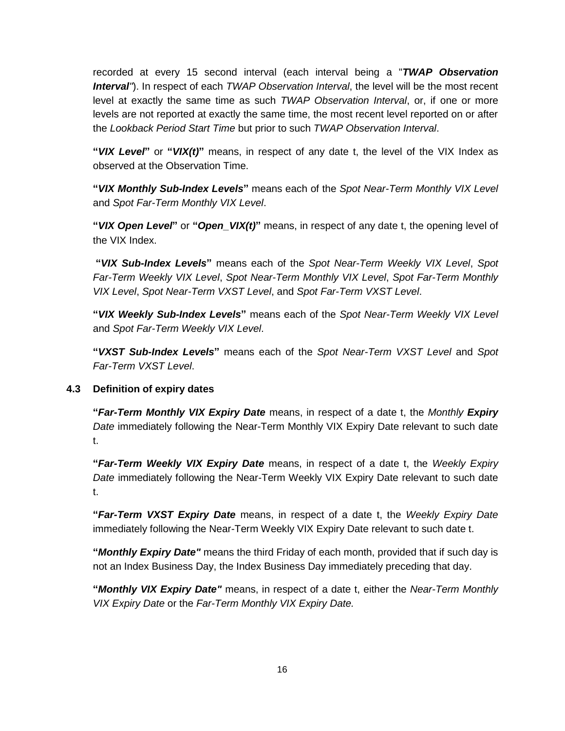recorded at every 15 second interval (each interval being a "***TWAP Observation Interval***"). In respect of each *TWAP Observation Interval*, the level will be the most recent level at exactly the same time as such *TWAP Observation Interval*, or, if one or more levels are not reported at exactly the same time, the most recent level reported on or after the *Lookback Period Start Time* but prior to such *TWAP Observation Interval*.

**"*VIX Level*"** or **"*VIX(t)*"** means, in respect of any date t, the level of the VIX Index as observed at the Observation Time.

**"*VIX Monthly Sub-Index Levels*"** means each of the *Spot Near-Term Monthly VIX Level* and *Spot Far-Term Monthly VIX Level*.

**"*VIX Open Level*"** or **"*Open_VIX(t)*"** means, in respect of any date t, the opening level of the VIX Index.

**"*VIX Sub-Index Levels*"** means each of the *Spot Near-Term Weekly VIX Level*, *Spot Far-Term Weekly VIX Level*, *Spot Near-Term Monthly VIX Level*, *Spot Far-Term Monthly VIX Level*, *Spot Near-Term VXST Level*, and *Spot Far-Term VXST Level*.

**"*VIX Weekly Sub-Index Levels*"** means each of the *Spot Near-Term Weekly VIX Level* and *Spot Far-Term Weekly VIX Level*.

**"*VXST Sub-Index Levels*"** means each of the *Spot Near-Term VXST Level* and *Spot Far-Term VXST Level*.

### 4.3 Definition of expiry dates

**"*Far-Term Monthly VIX Expiry Date*** means, in respect of a date t, the *Monthly **Expiry** Date* immediately following the Near-Term Monthly VIX Expiry Date relevant to such date t.

**"*Far-Term Weekly VIX Expiry Date*** means, in respect of a date t, the *Weekly Expiry Date* immediately following the Near-Term Weekly VIX Expiry Date relevant to such date t.

**"*Far-Term VXST Expiry Date*** means, in respect of a date t, the *Weekly Expiry Date* immediately following the Near-Term Weekly VIX Expiry Date relevant to such date t.

**"*Monthly Expiry Date"*** means the third Friday of each month, provided that if such day is not an Index Business Day, the Index Business Day immediately preceding that day.

**"*Monthly VIX Expiry Date"*** means, in respect of a date t, either the *Near-Term Monthly VIX Expiry Date* or the *Far-Term Monthly VIX Expiry Date.*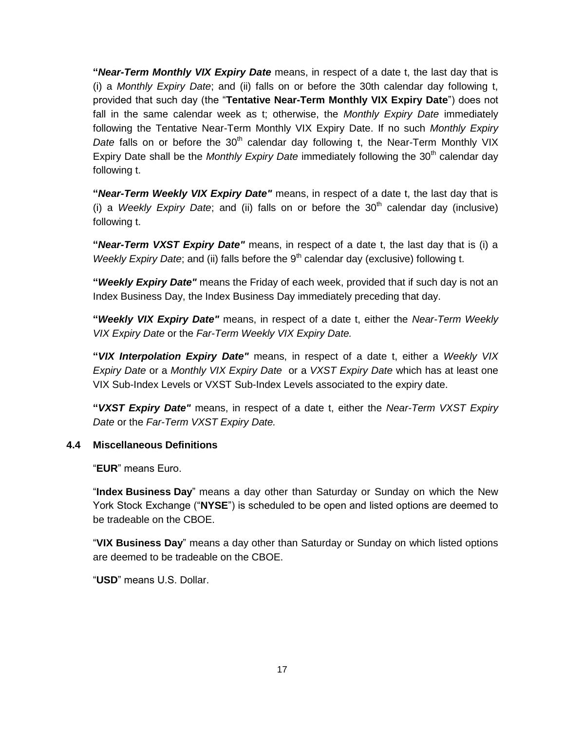**"*Near-Term Monthly VIX Expiry Date*** means, in respect of a date t, the last day that is (i) a *Monthly Expiry Date*; and (ii) falls on or before the 30th calendar day following t, provided that such day (the "**Tentative Near-Term Monthly VIX Expiry Date**") does not fall in the same calendar week as t; otherwise, the *Monthly Expiry Date* immediately following the Tentative Near-Term Monthly VIX Expiry Date. If no such *Monthly Expiry Date* falls on or before the 30th calendar day following t, the Near-Term Monthly VIX Expiry Date shall be the *Monthly Expiry Date* immediately following the 30th calendar day following t.

**"*Near-Term Weekly VIX Expiry Date"*** means, in respect of a date t, the last day that is (i) a *Weekly Expiry Date*; and (ii) falls on or before the 30th calendar day (inclusive) following t.

**"*Near-Term VXST Expiry Date"*** means, in respect of a date t, the last day that is (i) a *Weekly Expiry Date*; and (ii) falls before the 9th calendar day (exclusive) following t.

**"*Weekly Expiry Date"*** means the Friday of each week, provided that if such day is not an Index Business Day, the Index Business Day immediately preceding that day.

**"*Weekly VIX Expiry Date"*** means, in respect of a date t, either the *Near-Term Weekly VIX Expiry Date* or the *Far-Term Weekly VIX Expiry Date.*

**"*VIX Interpolation Expiry Date"*** means, in respect of a date t, either a *Weekly VIX Expiry Date* or a *Monthly VIX Expiry Date* or a *VXST Expiry Date* which has at least one VIX Sub-Index Levels or VXST Sub-Index Levels associated to the expiry date.

**"*VXST Expiry Date"*** means, in respect of a date t, either the *Near-Term VXST Expiry Date* or the *Far-Term VXST Expiry Date.*

### 4.4 Miscellaneous Definitions

"**EUR**" means Euro.

"**Index Business Day**" means a day other than Saturday or Sunday on which the New York Stock Exchange ("**NYSE**") is scheduled to be open and listed options are deemed to be tradeable on the CBOE.

"**VIX Business Day**" means a day other than Saturday or Sunday on which listed options are deemed to be tradeable on the CBOE.

"**USD**" means U.S. Dollar.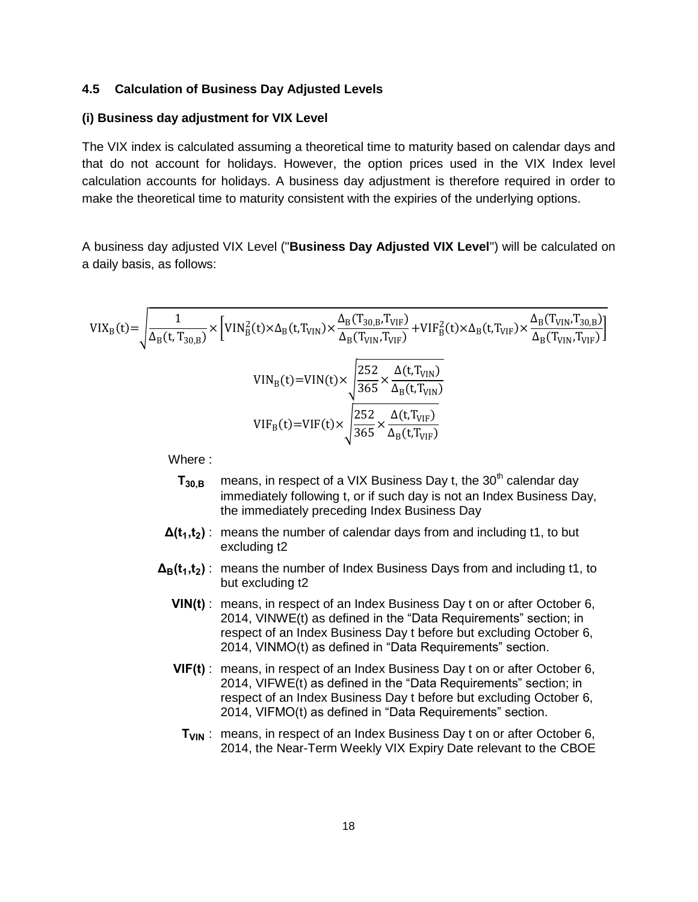### 4.5 Calculation of Business Day Adjusted Levels

**(i) Business day adjustment for VIX Level**

The VIX index is calculated assuming a theoretical time to maturity based on calendar days and that do not account for holidays. However, the option prices used in the VIX Index level calculation accounts for holidays. A business day adjustment is therefore required in order to make the theoretical time to maturity consistent with the expiries of the underlying options.

A business day adjusted VIX Level ("**Business Day Adjusted VIX Level**") will be calculated on a daily basis, as follows:

$$\mathrm{VIX_B(t)} = \sqrt{\frac{1}{\Delta_B(t, T_{30,B})} \times \left[\mathrm{VIN_B^2(t)} \times \Delta_B(t, T_{VIN}) \times \frac{\Delta_B(T_{30,B}, T_{VIF})}{\Delta_B(T_{VIN}, T_{VIF})} + \mathrm{VIF_B^2(t)} \times \Delta_B(t, T_{VIF}) \times \frac{\Delta_B(T_{VIN}, T_{30,B})}{\Delta_B(T_{VIN}, T_{VIF})}\right]}$$

$$\mathrm{VIN_B(t)} = \mathrm{VIN(t)} \times \sqrt{\frac{252}{365} \times \frac{\Delta(t, T_{VIN})}{\Delta_B(t, T_{VIN})}}$$

$$\mathrm{VIF_B(t)} = \mathrm{VIF(t)} \times \sqrt{\frac{252}{365} \times \frac{\Delta(t, T_{VIF})}{\Delta_B(t, T_{VIF})}}$$

Where :

- **$T_{30,B}$** means, in respect of a VIX Business Day t, the 30[th] calendar day immediately following t, or if such day is not an Index Business Day, the immediately preceding Index Business Day
- **$\Delta(t_1,t_2)$** : means the number of calendar days from and including t1, to but excluding t2
- **$\Delta_B(t_1,t_2)$** : means the number of Index Business Days from and including t1, to but excluding t2
- **VIN(t)** : means, in respect of an Index Business Day t on or after October 6, 2014, VINWE(t) as defined in the "Data Requirements" section; in respect of an Index Business Day t before but excluding October 6, 2014, VINMO(t) as defined in "Data Requirements" section.
- **VIF(t)** : means, in respect of an Index Business Day t on or after October 6, 2014, VIFWE(t) as defined in the "Data Requirements" section; in respect of an Index Business Day t before but excluding October 6, 2014, VIFMO(t) as defined in "Data Requirements" section.
- **$T_{VIN}$** : means, in respect of an Index Business Day t on or after October 6, 2014, the Near-Term Weekly VIX Expiry Date relevant to the CBOE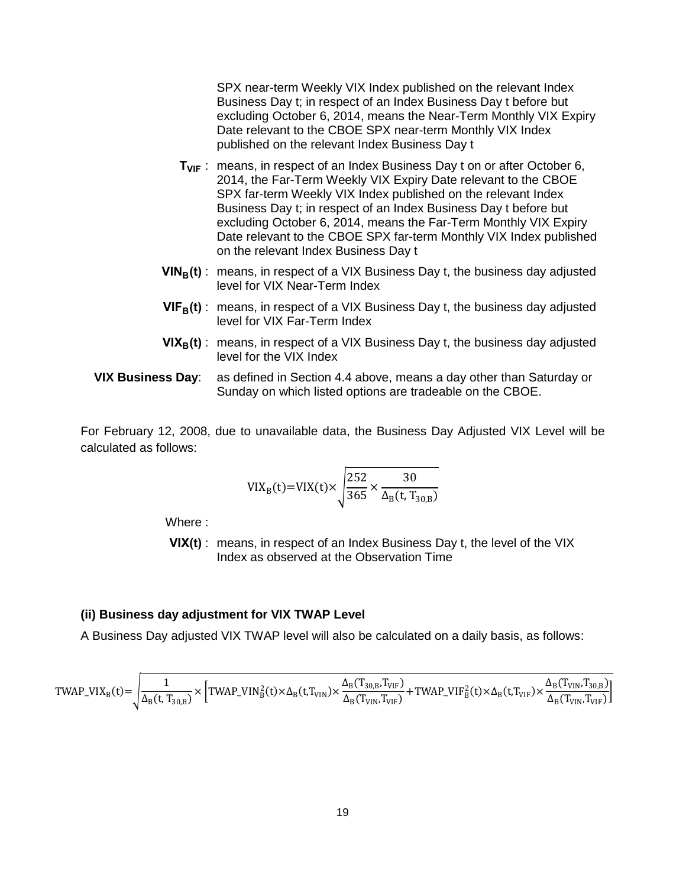SPX near-term Weekly VIX Index published on the relevant Index Business Day t; in respect of an Index Business Day t before but excluding October 6, 2014, means the Near-Term Monthly VIX Expiry Date relevant to the CBOE SPX near-term Monthly VIX Index published on the relevant Index Business Day t

**$T_{VIF}$** : means, in respect of an Index Business Day t on or after October 6, 2014, the Far-Term Weekly VIX Expiry Date relevant to the CBOE SPX far-term Weekly VIX Index published on the relevant Index Business Day t; in respect of an Index Business Day t before but excluding October 6, 2014, means the Far-Term Monthly VIX Expiry Date relevant to the CBOE SPX far-term Monthly VIX Index published on the relevant Index Business Day t

**$VIN_B(t)$** : means, in respect of a VIX Business Day t, the business day adjusted level for VIX Near-Term Index

**$VIF_B(t)$** : means, in respect of a VIX Business Day t, the business day adjusted level for VIX Far-Term Index

**$VIX_B(t)$** : means, in respect of a VIX Business Day t, the business day adjusted level for the VIX Index

**VIX Business Day**: as defined in Section 4.4 above, means a day other than Saturday or Sunday on which listed options are tradeable on the CBOE.

For February 12, 2008, due to unavailable data, the Business Day Adjusted VIX Level will be calculated as follows:

$$\mathrm{VIX_B(t)}=\mathrm{VIX(t)}\times\sqrt{\frac{252}{365}\times\frac{30}{\Delta_B(t,\,T_{30,B})}}$$

Where :

**VIX(t)** : means, in respect of an Index Business Day t, the level of the VIX Index as observed at the Observation Time

#### (ii) Business day adjustment for VIX TWAP Level

A Business Day adjusted VIX TWAP level will also be calculated on a daily basis, as follows:

$$\mathrm{TWAP\_VIX_B(t)}=\sqrt{\frac{1}{\Delta_B(t,\,T_{30,B})}\times\left[\mathrm{TWAP\_VIN}_B^2(t)\times\Delta_B(t,T_{VIN})\times\frac{\Delta_B(T_{30,B},T_{VIF})}{\Delta_B(T_{VIN},T_{VIF})}+\mathrm{TWAP\_VIF}_B^2(t)\times\Delta_B(t,T_{VIF})\times\frac{\Delta_B(T_{VIN},T_{30,B})}{\Delta_B(T_{VIN},T_{VIF})}\right]}$$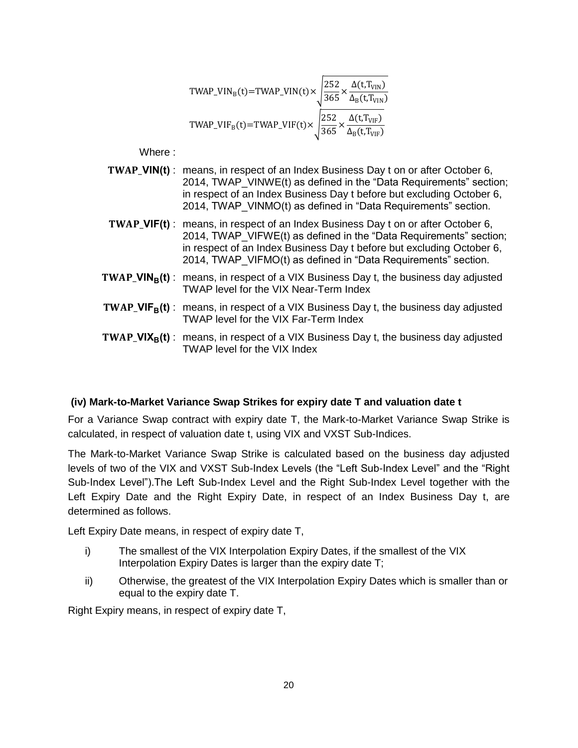$$\text{TWAP\_VIN}_B(t) = \text{TWAP\_VIN}(t) \times \sqrt{\frac{252}{365} \times \frac{\Delta(t, T_{VIN})}{\Delta_B(t, T_{VIN})}}$$

$$\text{TWAP\_VIF}_B(t) = \text{TWAP\_VIF}(t) \times \sqrt{\frac{252}{365} \times \frac{\Delta(t, T_{VIF})}{\Delta_B(t, T_{VIF})}}$$

Where :

**TWAP_VIN(t)** : means, in respect of an Index Business Day t on or after October 6, 2014, TWAP_VINWE(t) as defined in the "Data Requirements" section; in respect of an Index Business Day t before but excluding October 6, 2014, TWAP_VINMO(t) as defined in "Data Requirements" section.

**TWAP_VIF(t)** : means, in respect of an Index Business Day t on or after October 6, 2014, TWAP_VIFWE(t) as defined in the "Data Requirements" section; in respect of an Index Business Day t before but excluding October 6, 2014, TWAP_VIFMO(t) as defined in "Data Requirements" section.

**$\text{TWAP\_VIN}_B(t)$** : means, in respect of a VIX Business Day t, the business day adjusted TWAP level for the VIX Near-Term Index

**$\text{TWAP\_VIF}_B(t)$** : means, in respect of a VIX Business Day t, the business day adjusted TWAP level for the VIX Far-Term Index

**$\text{TWAP\_VIX}_B(t)$** : means, in respect of a VIX Business Day t, the business day adjusted TWAP level for the VIX Index

**(iv) Mark-to-Market Variance Swap Strikes for expiry date T and valuation date t**

For a Variance Swap contract with expiry date T, the Mark-to-Market Variance Swap Strike is calculated, in respect of valuation date t, using VIX and VXST Sub-Indices.

The Mark-to-Market Variance Swap Strike is calculated based on the business day adjusted levels of two of the VIX and VXST Sub-Index Levels (the "Left Sub-Index Level" and the "Right Sub-Index Level").The Left Sub-Index Level and the Right Sub-Index Level together with the Left Expiry Date and the Right Expiry Date, in respect of an Index Business Day t, are determined as follows.

Left Expiry Date means, in respect of expiry date T,

i) The smallest of the VIX Interpolation Expiry Dates, if the smallest of the VIX Interpolation Expiry Dates is larger than the expiry date T;

ii) Otherwise, the greatest of the VIX Interpolation Expiry Dates which is smaller than or equal to the expiry date T.

Right Expiry means, in respect of expiry date T,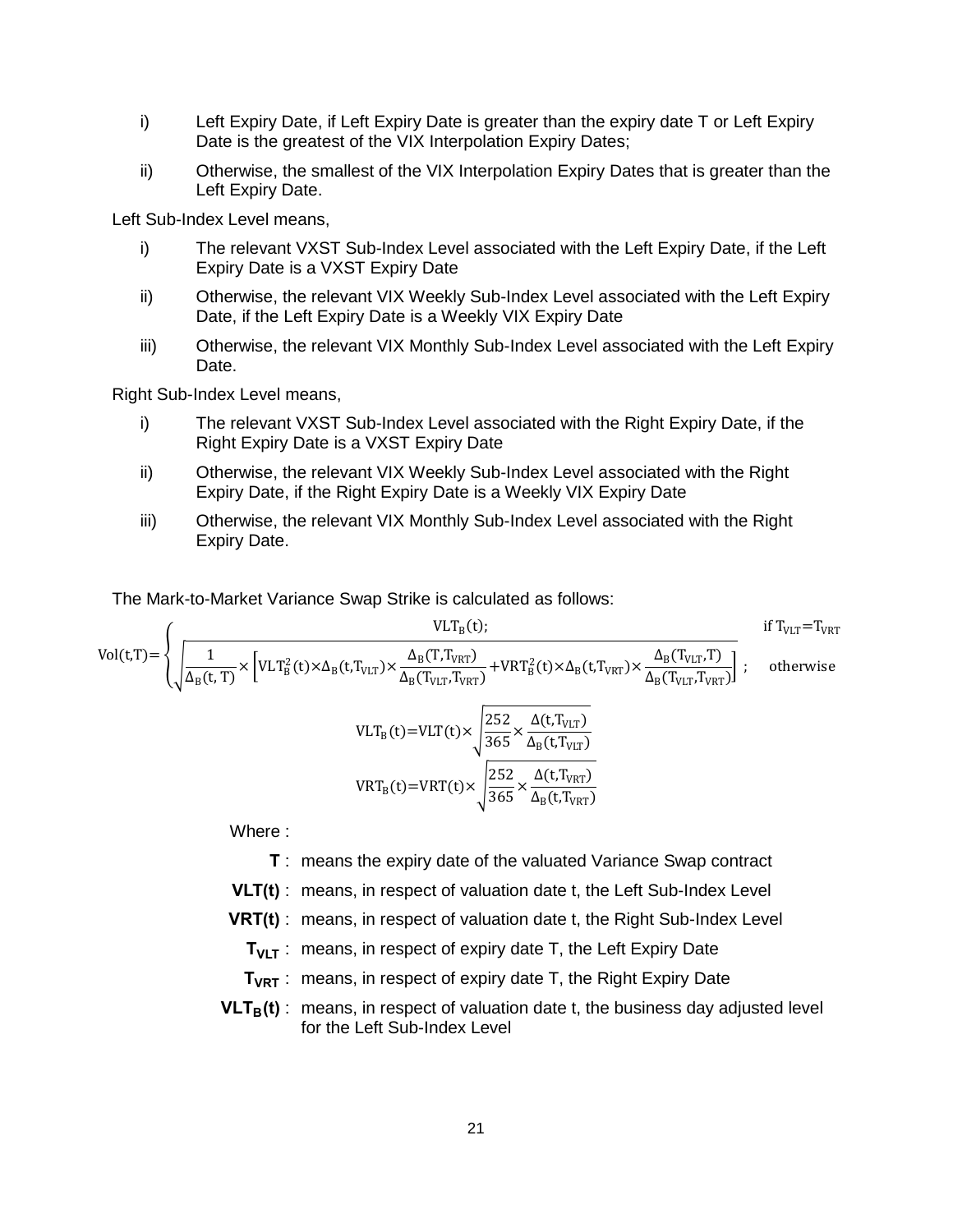i) Left Expiry Date, if Left Expiry Date is greater than the expiry date T or Left Expiry Date is the greatest of the VIX Interpolation Expiry Dates;

ii) Otherwise, the smallest of the VIX Interpolation Expiry Dates that is greater than the Left Expiry Date.

Left Sub-Index Level means,

i) The relevant VXST Sub-Index Level associated with the Left Expiry Date, if the Left Expiry Date is a VXST Expiry Date

ii) Otherwise, the relevant VIX Weekly Sub-Index Level associated with the Left Expiry Date, if the Left Expiry Date is a Weekly VIX Expiry Date

iii) Otherwise, the relevant VIX Monthly Sub-Index Level associated with the Left Expiry Date.

Right Sub-Index Level means,

i) The relevant VXST Sub-Index Level associated with the Right Expiry Date, if the Right Expiry Date is a VXST Expiry Date

ii) Otherwise, the relevant VIX Weekly Sub-Index Level associated with the Right Expiry Date, if the Right Expiry Date is a Weekly VIX Expiry Date

iii) Otherwise, the relevant VIX Monthly Sub-Index Level associated with the Right Expiry Date.

The Mark-to-Market Variance Swap Strike is calculated as follows:

$$\mathrm{Vol}(t,T)=\begin{cases} \mathrm{VLT_B}(t); & \text{if } \mathrm{T_{VLT}}=\mathrm{T_{VRT}} \\ \sqrt{\dfrac{1}{\Delta_B(t,T)}\times\left[\mathrm{VLT_B^2}(t)\times\Delta_B(t,\mathrm{T_{VLT}})\times\dfrac{\Delta_B(T,\mathrm{T_{VRT}})}{\Delta_B(\mathrm{T_{VLT}},\mathrm{T_{VRT}})}+\mathrm{VRT_B^2}(t)\times\Delta_B(t,\mathrm{T_{VRT}})\times\dfrac{\Delta_B(\mathrm{T_{VLT}},T)}{\Delta_B(\mathrm{T_{VLT}},\mathrm{T_{VRT}})}\right]}; & \text{otherwise} \end{cases}$$

$$\mathrm{VLT_B}(t)=\mathrm{VLT}(t)\times\sqrt{\frac{252}{365}\times\frac{\Delta(t,\mathrm{T_{VLT}})}{\Delta_B(t,\mathrm{T_{VLT}})}}$$

$$\mathrm{VRT_B}(t)=\mathrm{VRT}(t)\times\sqrt{\frac{252}{365}\times\frac{\Delta(t,\mathrm{T_{VRT}})}{\Delta_B(t,\mathrm{T_{VRT}})}}$$

Where :

- **T** : means the expiry date of the valuated Variance Swap contract
- **VLT(t)** : means, in respect of valuation date t, the Left Sub-Index Level
- **VRT(t)** : means, in respect of valuation date t, the Right Sub-Index Level
- $\mathbf{T_{VLT}}$ : means, in respect of expiry date T, the Left Expiry Date
- $\mathbf{T_{VRT}}$ : means, in respect of expiry date T, the Right Expiry Date
- $\mathbf{VLT_B(t)}$ : means, in respect of valuation date t, the business day adjusted level for the Left Sub-Index Level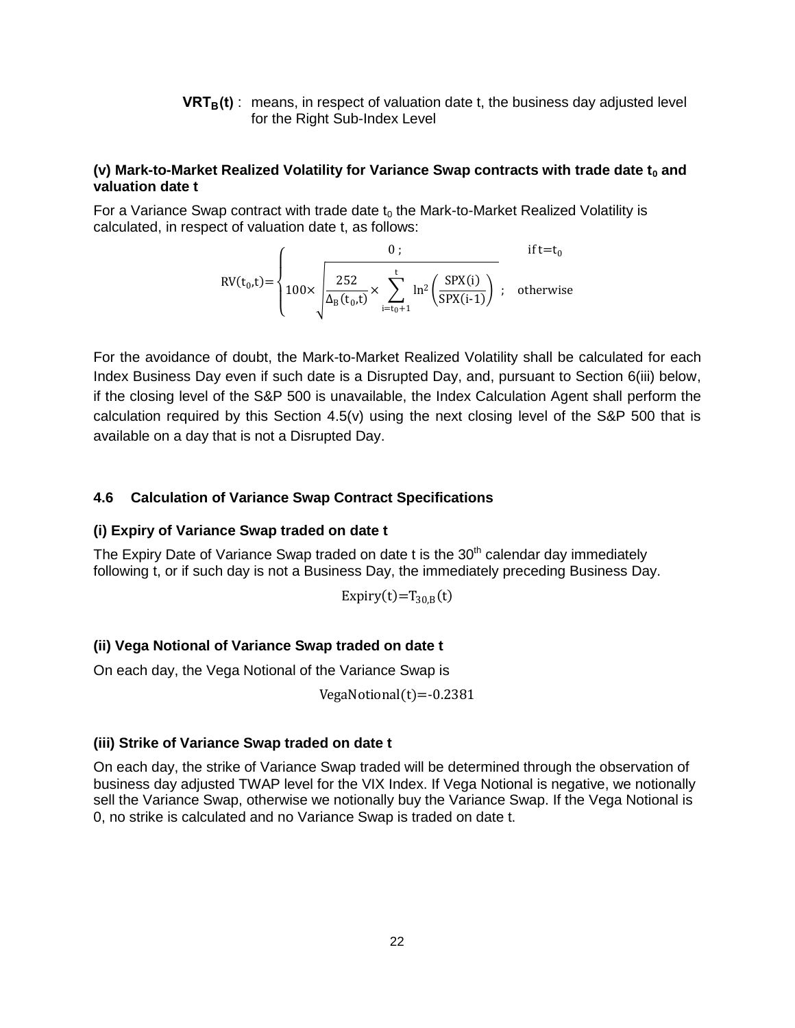**$VRT_B(t)$** : means, in respect of valuation date t, the business day adjusted level for the Right Sub-Index Level

**(v) Mark-to-Market Realized Volatility for Variance Swap contracts with trade date $t_0$ and valuation date t**

For a Variance Swap contract with trade date $t_0$ the Mark-to-Market Realized Volatility is calculated, in respect of valuation date t, as follows:

$$RV(t_0,t)=\begin{cases} 0\ ; & \text{if } t=t_0 \\ 100\times\sqrt{\dfrac{252}{\Delta_B(t_0,t)}\times\displaystyle\sum_{i=t_0+1}^{t}\ln^2\left(\dfrac{SPX(i)}{SPX(i-1)}\right)}\ ; & \text{otherwise} \end{cases}$$

For the avoidance of doubt, the Mark-to-Market Realized Volatility shall be calculated for each Index Business Day even if such date is a Disrupted Day, and, pursuant to Section 6(iii) below, if the closing level of the S&P 500 is unavailable, the Index Calculation Agent shall perform the calculation required by this Section 4.5(v) using the next closing level of the S&P 500 that is available on a day that is not a Disrupted Day.

### 4.6 Calculation of Variance Swap Contract Specifications

**(i) Expiry of Variance Swap traded on date t**

The Expiry Date of Variance Swap traded on date t is the 30th calendar day immediately following t, or if such day is not a Business Day, the immediately preceding Business Day.

$$Expiry(t)=T_{30,B}(t)$$

**(ii) Vega Notional of Variance Swap traded on date t**

On each day, the Vega Notional of the Variance Swap is

$$VegaNotional(t)=-0.2381$$

**(iii) Strike of Variance Swap traded on date t**

On each day, the strike of Variance Swap traded will be determined through the observation of business day adjusted TWAP level for the VIX Index. If Vega Notional is negative, we notionally sell the Variance Swap, otherwise we notionally buy the Variance Swap. If the Vega Notional is 0, no strike is calculated and no Variance Swap is traded on date t.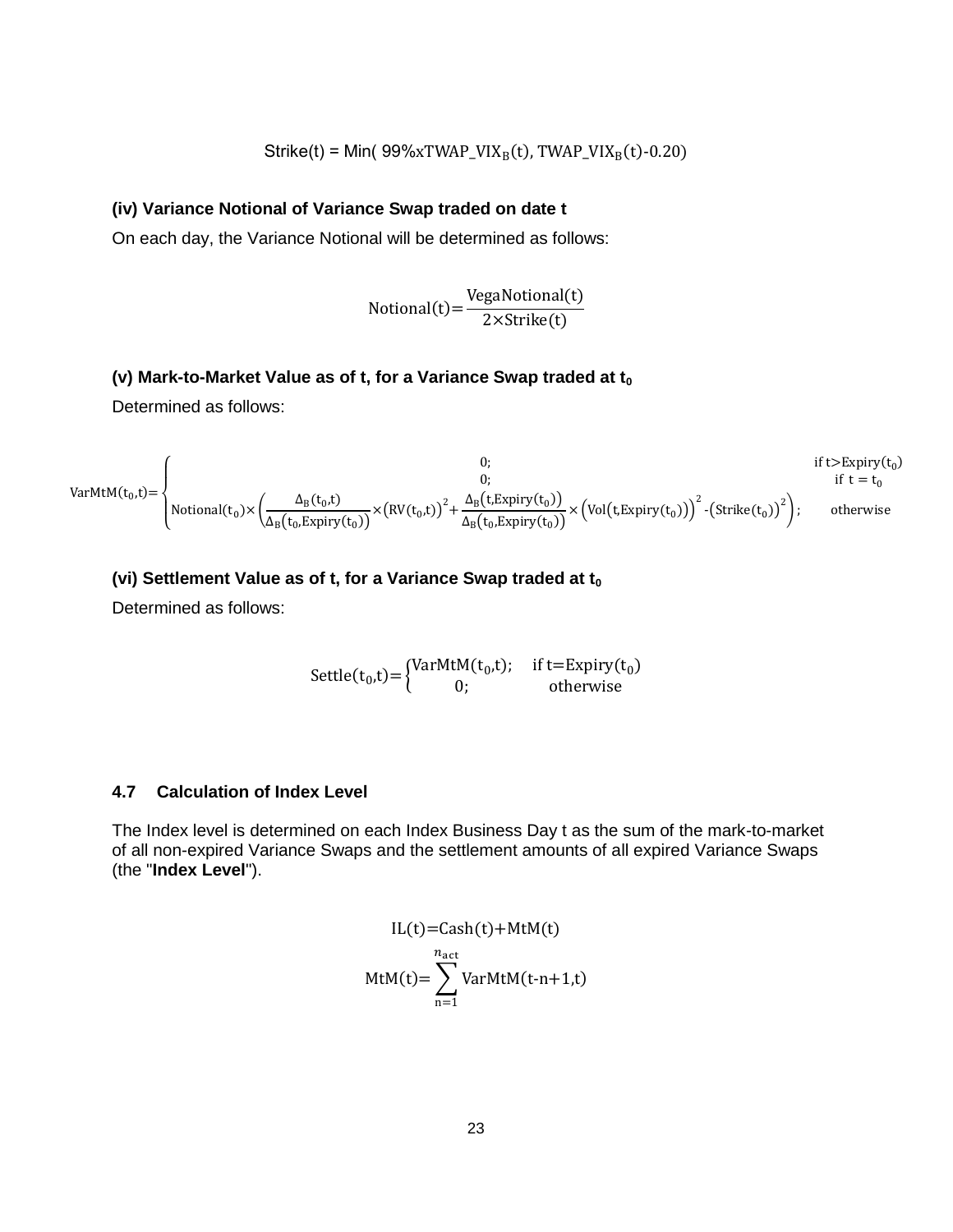$$\text{Strike(t) = Min( 99\%xTWAP\_VIX}_B\text{(t), TWAP\_VIX}_B\text{(t)-0.20)}$$

**(iv) Variance Notional of Variance Swap traded on date t**

On each day, the Variance Notional will be determined as follows:

$$\text{Notional(t)}=\frac{\text{VegaNotional(t)}}{2\times\text{Strike(t)}}$$

**(v) Mark-to-Market Value as of t, for a Variance Swap traded at $t_0$**

Determined as follows:

$$\text{VarMtM}(t_0,t)=\begin{cases} 0; & \text{if } t>\text{Expiry}(t_0) \\ 0; & \text{if } t = t_0 \\ \text{Notional}(t_0)\times\left(\frac{\Delta_B(t_0,t)}{\Delta_B(t_0,\text{Expiry}(t_0))}\times\left(\text{RV}(t_0,t)\right)^2+\frac{\Delta_B(t,\text{Expiry}(t_0))}{\Delta_B(t_0,\text{Expiry}(t_0))}\times\left(\text{Vol}(t,\text{Expiry}(t_0))\right)^2-\left(\text{Strike}(t_0)\right)^2\right); & \text{otherwise} \end{cases}$$

**(vi) Settlement Value as of t, for a Variance Swap traded at $t_0$**

Determined as follows:

$$\text{Settle}(t_0,t)=\begin{cases} \text{VarMtM}(t_0,t); & \text{if } t=\text{Expiry}(t_0) \\ 0; & \text{otherwise} \end{cases}$$

## 4.7 Calculation of Index Level

The Index level is determined on each Index Business Day t as the sum of the mark-to-market of all non-expired Variance Swaps and the settlement amounts of all expired Variance Swaps (the "**Index Level**").

$$\text{IL}(t)=\text{Cash}(t)+\text{MtM}(t)$$

$$\text{MtM}(t)=\sum_{n=1}^{n_{\text{act}}}\text{VarMtM}(t-n+1,t)$$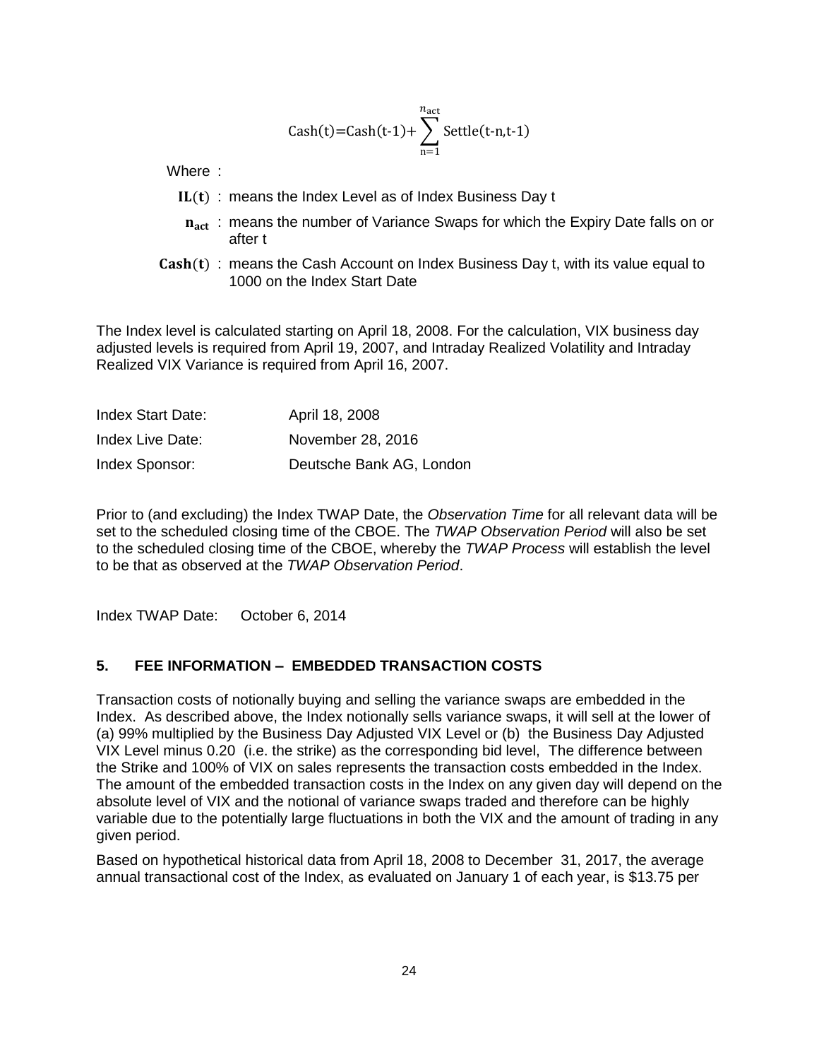$$\text{Cash(t)=Cash(t-1)+}\sum_{\text{n=1}}^{n_{\text{act}}}\text{Settle(t-n,t-1)}$$

Where :

$\mathbf{IL(t)}$ : means the Index Level as of Index Business Day t

$\mathbf{n_{act}}$ : means the number of Variance Swaps for which the Expiry Date falls on or after t

$\mathbf{Cash(t)}$ : means the Cash Account on Index Business Day t, with its value equal to 1000 on the Index Start Date

The Index level is calculated starting on April 18, 2008. For the calculation, VIX business day adjusted levels is required from April 19, 2007, and Intraday Realized Volatility and Intraday Realized VIX Variance is required from April 16, 2007.

| | |
|---|---|
| Index Start Date: | April 18, 2008 |
| Index Live Date: | November 28, 2016 |
| Index Sponsor: | Deutsche Bank AG, London |

Prior to (and excluding) the Index TWAP Date, the *Observation Time* for all relevant data will be set to the scheduled closing time of the CBOE. The *TWAP Observation Period* will also be set to the scheduled closing time of the CBOE, whereby the *TWAP Process* will establish the level to be that as observed at the *TWAP Observation Period*.

Index TWAP Date: October 6, 2014

## 5. FEE INFORMATION – EMBEDDED TRANSACTION COSTS

Transaction costs of notionally buying and selling the variance swaps are embedded in the Index. As described above, the Index notionally sells variance swaps, it will sell at the lower of (a) 99% multiplied by the Business Day Adjusted VIX Level or (b) the Business Day Adjusted VIX Level minus 0.20 (i.e. the strike) as the corresponding bid level, The difference between the Strike and 100% of VIX on sales represents the transaction costs embedded in the Index. The amount of the embedded transaction costs in the Index on any given day will depend on the absolute level of VIX and the notional of variance swaps traded and therefore can be highly variable due to the potentially large fluctuations in both the VIX and the amount of trading in any given period.

Based on hypothetical historical data from April 18, 2008 to December 31, 2017, the average annual transactional cost of the Index, as evaluated on January 1 of each year, is $13.75 per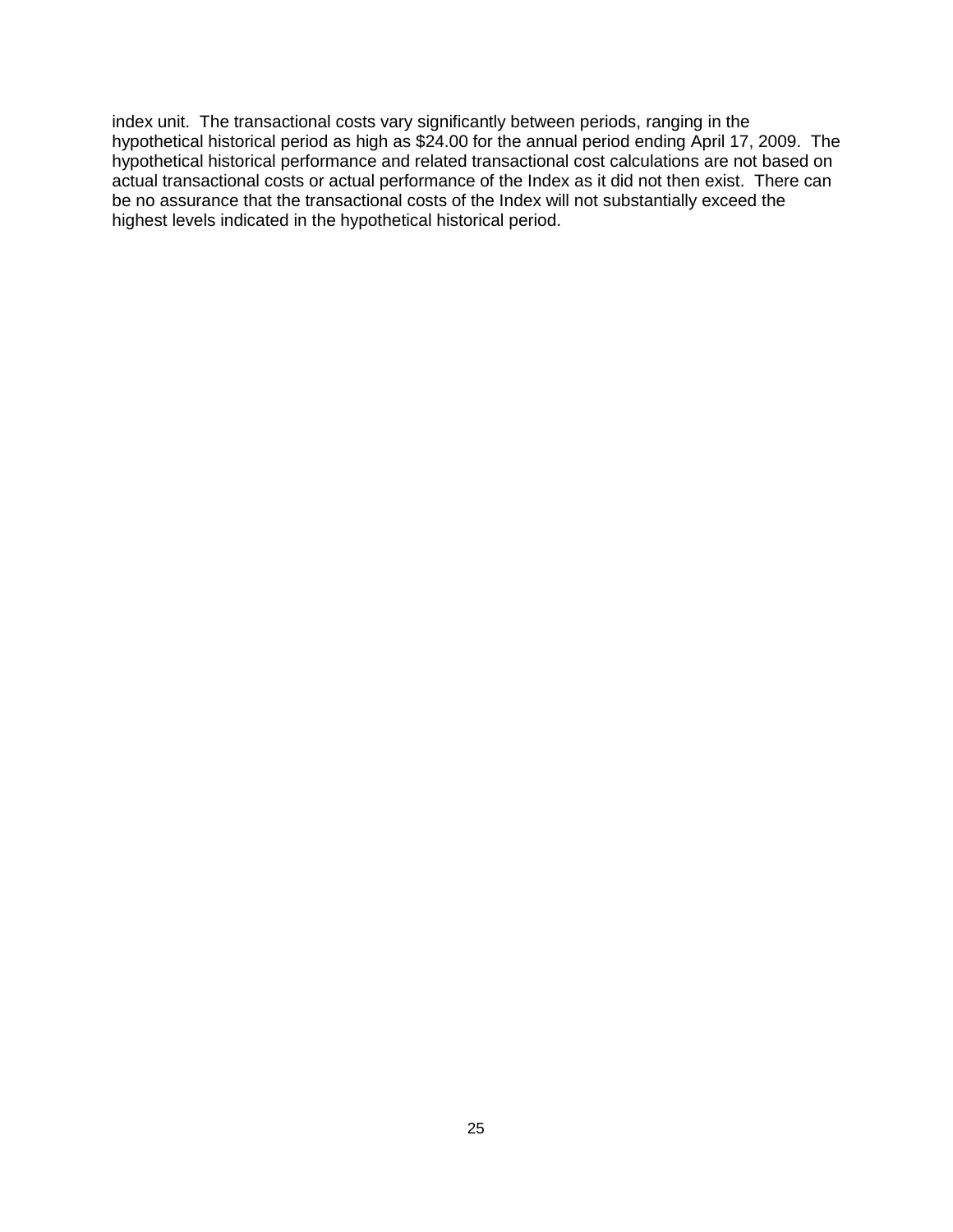index unit. The transactional costs vary significantly between periods, ranging in the hypothetical historical period as high as $24.00 for the annual period ending April 17, 2009. The hypothetical historical performance and related transactional cost calculations are not based on actual transactional costs or actual performance of the Index as it did not then exist. There can be no assurance that the transactional costs of the Index will not substantially exceed the highest levels indicated in the hypothetical historical period.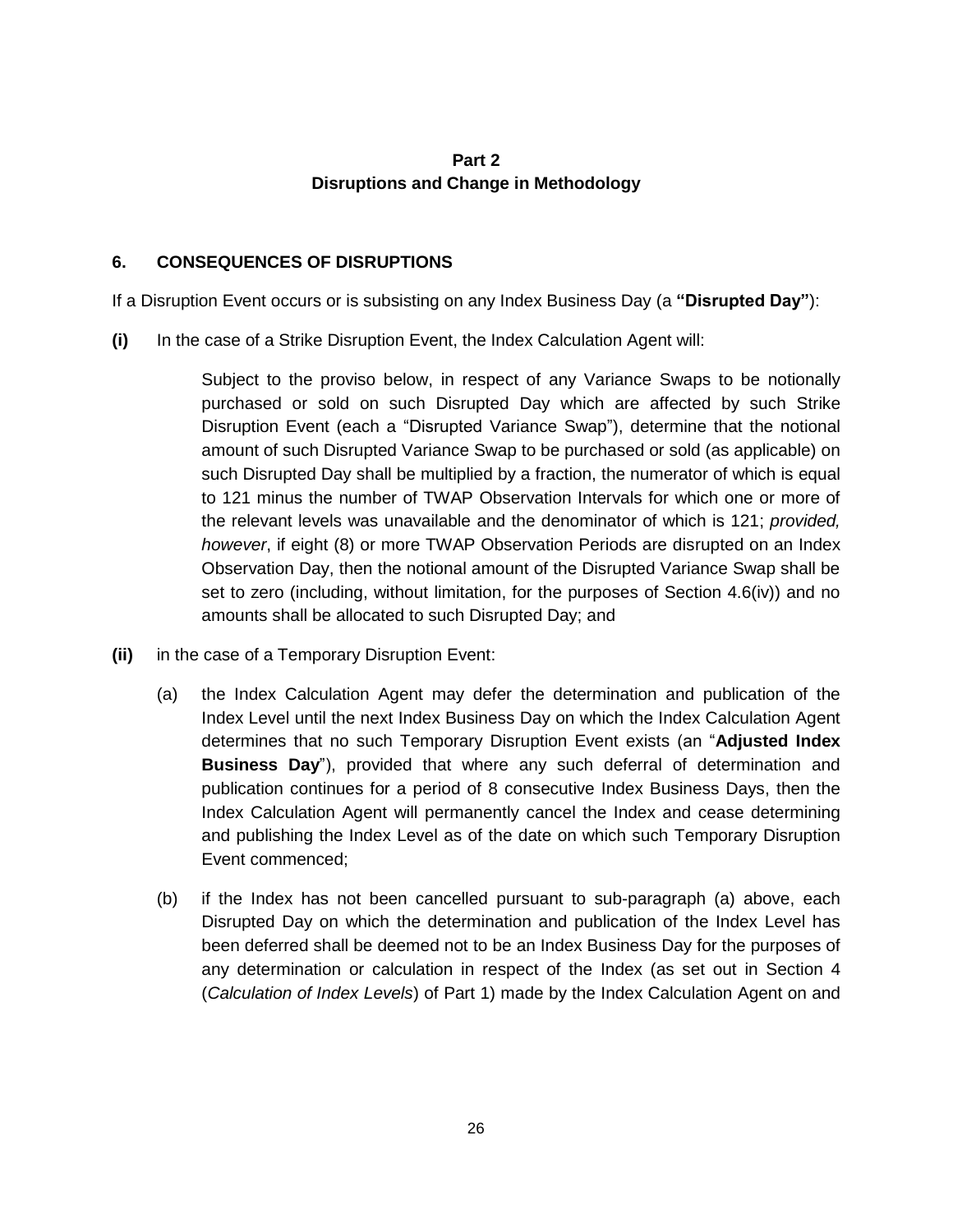# Part 2
# Disruptions and Change in Methodology

## 6. CONSEQUENCES OF DISRUPTIONS

If a Disruption Event occurs or is subsisting on any Index Business Day (a **"Disrupted Day"**):

**(i)** In the case of a Strike Disruption Event, the Index Calculation Agent will:

Subject to the proviso below, in respect of any Variance Swaps to be notionally purchased or sold on such Disrupted Day which are affected by such Strike Disruption Event (each a "Disrupted Variance Swap"), determine that the notional amount of such Disrupted Variance Swap to be purchased or sold (as applicable) on such Disrupted Day shall be multiplied by a fraction, the numerator of which is equal to 121 minus the number of TWAP Observation Intervals for which one or more of the relevant levels was unavailable and the denominator of which is 121; *provided, however*, if eight (8) or more TWAP Observation Periods are disrupted on an Index Observation Day, then the notional amount of the Disrupted Variance Swap shall be set to zero (including, without limitation, for the purposes of Section 4.6(iv)) and no amounts shall be allocated to such Disrupted Day; and

**(ii)** in the case of a Temporary Disruption Event:

(a) the Index Calculation Agent may defer the determination and publication of the Index Level until the next Index Business Day on which the Index Calculation Agent determines that no such Temporary Disruption Event exists (an "**Adjusted Index Business Day**"), provided that where any such deferral of determination and publication continues for a period of 8 consecutive Index Business Days, then the Index Calculation Agent will permanently cancel the Index and cease determining and publishing the Index Level as of the date on which such Temporary Disruption Event commenced;

(b) if the Index has not been cancelled pursuant to sub-paragraph (a) above, each Disrupted Day on which the determination and publication of the Index Level has been deferred shall be deemed not to be an Index Business Day for the purposes of any determination or calculation in respect of the Index (as set out in Section 4 (*Calculation of Index Levels*) of Part 1) made by the Index Calculation Agent on and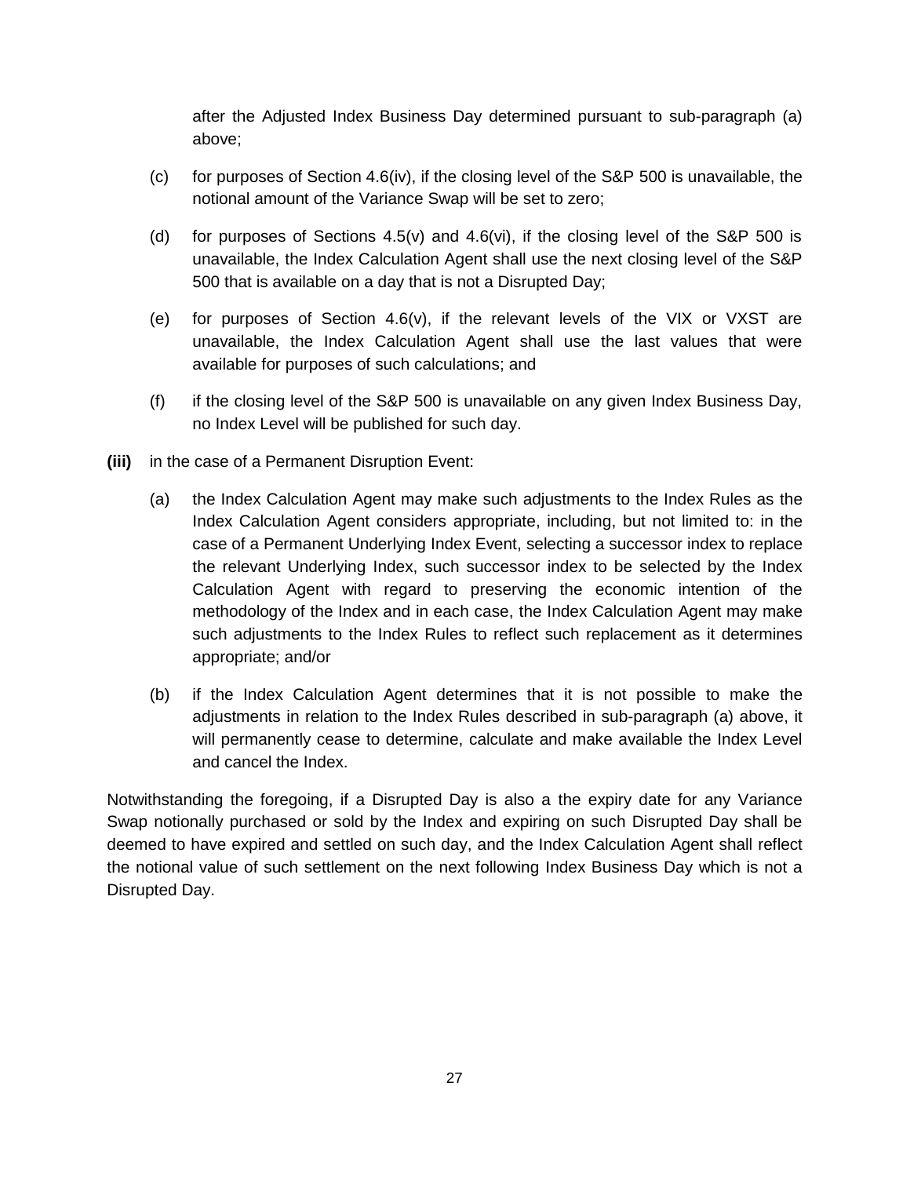after the Adjusted Index Business Day determined pursuant to sub-paragraph (a) above;

(c) for purposes of Section 4.6(iv), if the closing level of the S&P 500 is unavailable, the notional amount of the Variance Swap will be set to zero;

(d) for purposes of Sections 4.5(v) and 4.6(vi), if the closing level of the S&P 500 is unavailable, the Index Calculation Agent shall use the next closing level of the S&P 500 that is available on a day that is not a Disrupted Day;

(e) for purposes of Section 4.6(v), if the relevant levels of the VIX or VXST are unavailable, the Index Calculation Agent shall use the last values that were available for purposes of such calculations; and

(f) if the closing level of the S&P 500 is unavailable on any given Index Business Day, no Index Level will be published for such day.

**(iii)** in the case of a Permanent Disruption Event:

(a) the Index Calculation Agent may make such adjustments to the Index Rules as the Index Calculation Agent considers appropriate, including, but not limited to: in the case of a Permanent Underlying Index Event, selecting a successor index to replace the relevant Underlying Index, such successor index to be selected by the Index Calculation Agent with regard to preserving the economic intention of the methodology of the Index and in each case, the Index Calculation Agent may make such adjustments to the Index Rules to reflect such replacement as it determines appropriate; and/or

(b) if the Index Calculation Agent determines that it is not possible to make the adjustments in relation to the Index Rules described in sub-paragraph (a) above, it will permanently cease to determine, calculate and make available the Index Level and cancel the Index.

Notwithstanding the foregoing, if a Disrupted Day is also a the expiry date for any Variance Swap notionally purchased or sold by the Index and expiring on such Disrupted Day shall be deemed to have expired and settled on such day, and the Index Calculation Agent shall reflect the notional value of such settlement on the next following Index Business Day which is not a Disrupted Day.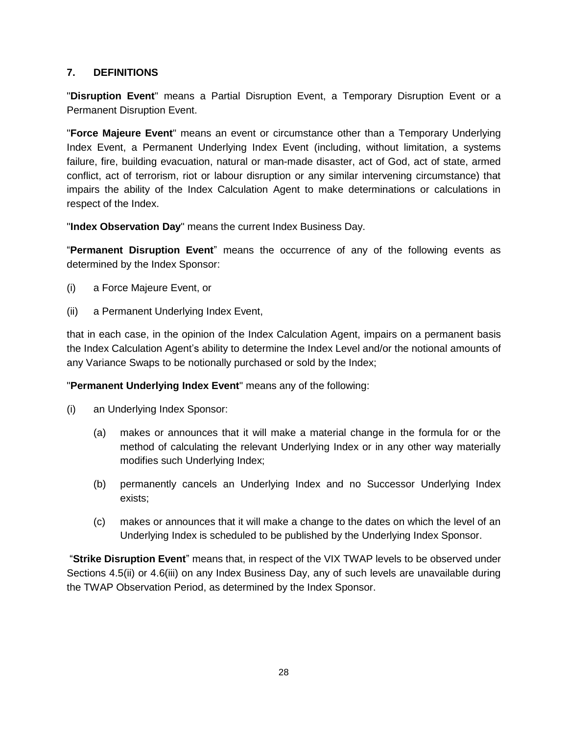## 7. DEFINITIONS

"**Disruption Event**" means a Partial Disruption Event, a Temporary Disruption Event or a Permanent Disruption Event.

"**Force Majeure Event**" means an event or circumstance other than a Temporary Underlying Index Event, a Permanent Underlying Index Event (including, without limitation, a systems failure, fire, building evacuation, natural or man-made disaster, act of God, act of state, armed conflict, act of terrorism, riot or labour disruption or any similar intervening circumstance) that impairs the ability of the Index Calculation Agent to make determinations or calculations in respect of the Index.

"**Index Observation Day**" means the current Index Business Day.

"**Permanent Disruption Event**" means the occurrence of any of the following events as determined by the Index Sponsor:

(i) a Force Majeure Event, or

(ii) a Permanent Underlying Index Event,

that in each case, in the opinion of the Index Calculation Agent, impairs on a permanent basis the Index Calculation Agent's ability to determine the Index Level and/or the notional amounts of any Variance Swaps to be notionally purchased or sold by the Index;

"**Permanent Underlying Index Event**" means any of the following:

(i) an Underlying Index Sponsor:

  (a) makes or announces that it will make a material change in the formula for or the method of calculating the relevant Underlying Index or in any other way materially modifies such Underlying Index;

  (b) permanently cancels an Underlying Index and no Successor Underlying Index exists;

  (c) makes or announces that it will make a change to the dates on which the level of an Underlying Index is scheduled to be published by the Underlying Index Sponsor.

"**Strike Disruption Event**" means that, in respect of the VIX TWAP levels to be observed under Sections 4.5(ii) or 4.6(iii) on any Index Business Day, any of such levels are unavailable during the TWAP Observation Period, as determined by the Index Sponsor.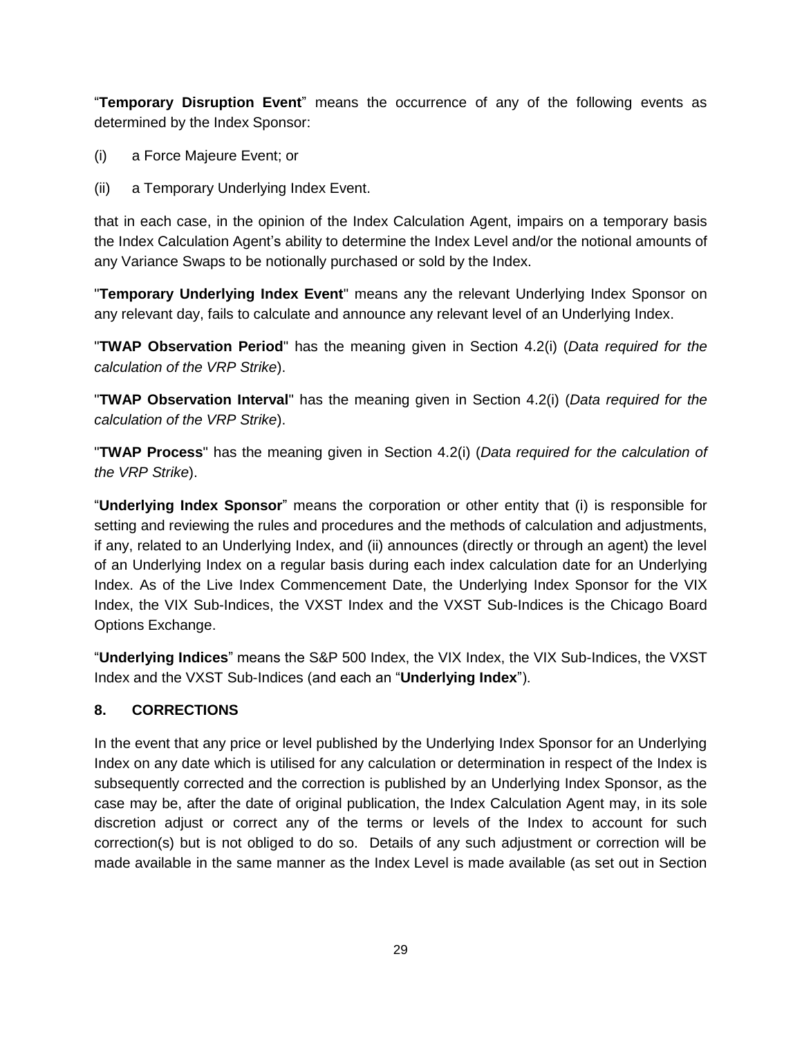"**Temporary Disruption Event**" means the occurrence of any of the following events as determined by the Index Sponsor:

(i) a Force Majeure Event; or

(ii) a Temporary Underlying Index Event.

that in each case, in the opinion of the Index Calculation Agent, impairs on a temporary basis the Index Calculation Agent's ability to determine the Index Level and/or the notional amounts of any Variance Swaps to be notionally purchased or sold by the Index.

"**Temporary Underlying Index Event**" means any the relevant Underlying Index Sponsor on any relevant day, fails to calculate and announce any relevant level of an Underlying Index.

"**TWAP Observation Period**" has the meaning given in Section 4.2(i) (*Data required for the calculation of the VRP Strike*).

"**TWAP Observation Interval**" has the meaning given in Section 4.2(i) (*Data required for the calculation of the VRP Strike*).

"**TWAP Process**" has the meaning given in Section 4.2(i) (*Data required for the calculation of the VRP Strike*).

"**Underlying Index Sponsor**" means the corporation or other entity that (i) is responsible for setting and reviewing the rules and procedures and the methods of calculation and adjustments, if any, related to an Underlying Index, and (ii) announces (directly or through an agent) the level of an Underlying Index on a regular basis during each index calculation date for an Underlying Index. As of the Live Index Commencement Date, the Underlying Index Sponsor for the VIX Index, the VIX Sub-Indices, the VXST Index and the VXST Sub-Indices is the Chicago Board Options Exchange.

"**Underlying Indices**" means the S&P 500 Index, the VIX Index, the VIX Sub-Indices, the VXST Index and the VXST Sub-Indices (and each an "**Underlying Index**").

## 8. CORRECTIONS

In the event that any price or level published by the Underlying Index Sponsor for an Underlying Index on any date which is utilised for any calculation or determination in respect of the Index is subsequently corrected and the correction is published by an Underlying Index Sponsor, as the case may be, after the date of original publication, the Index Calculation Agent may, in its sole discretion adjust or correct any of the terms or levels of the Index to account for such correction(s) but is not obliged to do so. Details of any such adjustment or correction will be made available in the same manner as the Index Level is made available (as set out in Section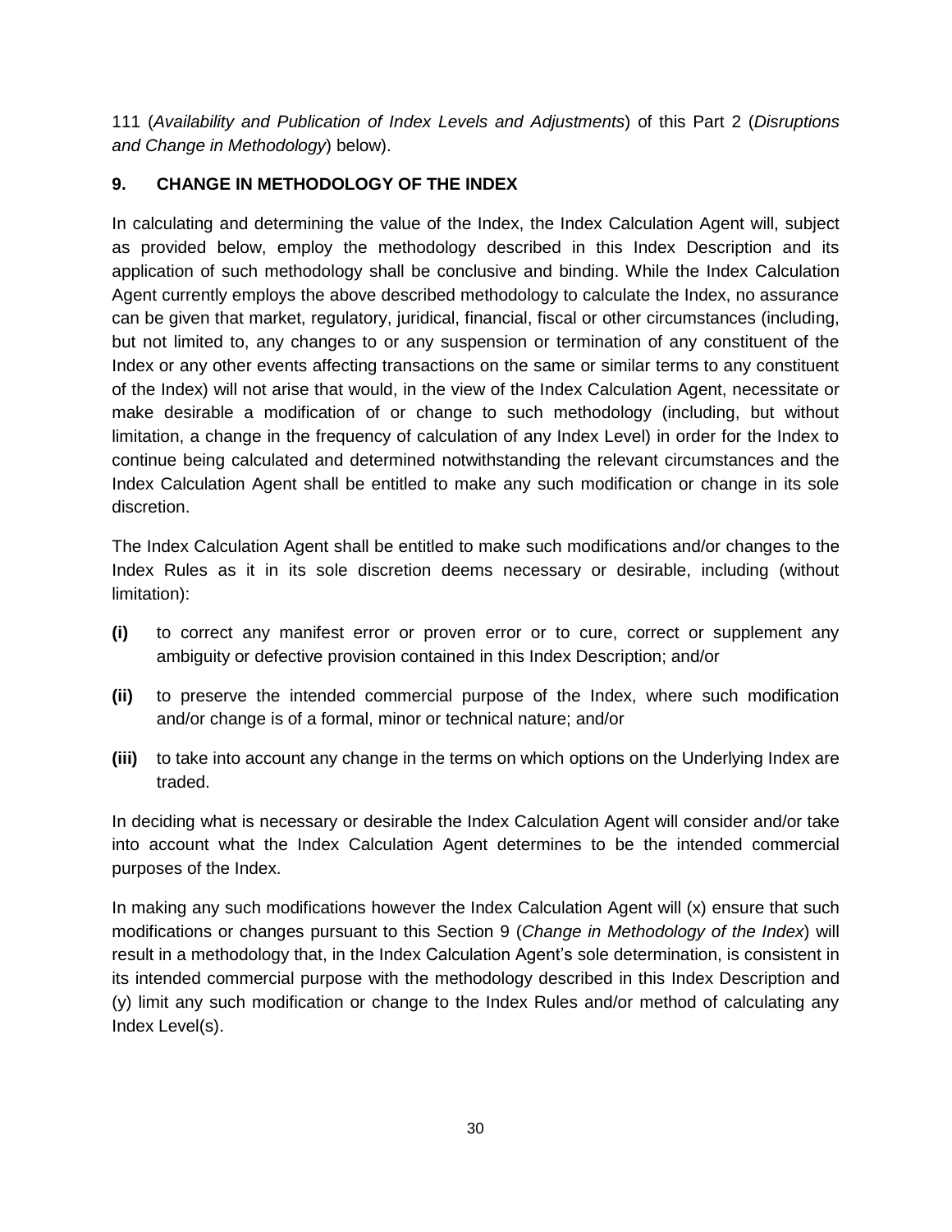111 (*Availability and Publication of Index Levels and Adjustments*) of this Part 2 (*Disruptions and Change in Methodology*) below).

## 9. CHANGE IN METHODOLOGY OF THE INDEX

In calculating and determining the value of the Index, the Index Calculation Agent will, subject as provided below, employ the methodology described in this Index Description and its application of such methodology shall be conclusive and binding. While the Index Calculation Agent currently employs the above described methodology to calculate the Index, no assurance can be given that market, regulatory, juridical, financial, fiscal or other circumstances (including, but not limited to, any changes to or any suspension or termination of any constituent of the Index or any other events affecting transactions on the same or similar terms to any constituent of the Index) will not arise that would, in the view of the Index Calculation Agent, necessitate or make desirable a modification of or change to such methodology (including, but without limitation, a change in the frequency of calculation of any Index Level) in order for the Index to continue being calculated and determined notwithstanding the relevant circumstances and the Index Calculation Agent shall be entitled to make any such modification or change in its sole discretion.

The Index Calculation Agent shall be entitled to make such modifications and/or changes to the Index Rules as it in its sole discretion deems necessary or desirable, including (without limitation):

**(i)** to correct any manifest error or proven error or to cure, correct or supplement any ambiguity or defective provision contained in this Index Description; and/or

**(ii)** to preserve the intended commercial purpose of the Index, where such modification and/or change is of a formal, minor or technical nature; and/or

**(iii)** to take into account any change in the terms on which options on the Underlying Index are traded.

In deciding what is necessary or desirable the Index Calculation Agent will consider and/or take into account what the Index Calculation Agent determines to be the intended commercial purposes of the Index.

In making any such modifications however the Index Calculation Agent will (x) ensure that such modifications or changes pursuant to this Section 9 (*Change in Methodology of the Index*) will result in a methodology that, in the Index Calculation Agent's sole determination, is consistent in its intended commercial purpose with the methodology described in this Index Description and (y) limit any such modification or change to the Index Rules and/or method of calculating any Index Level(s).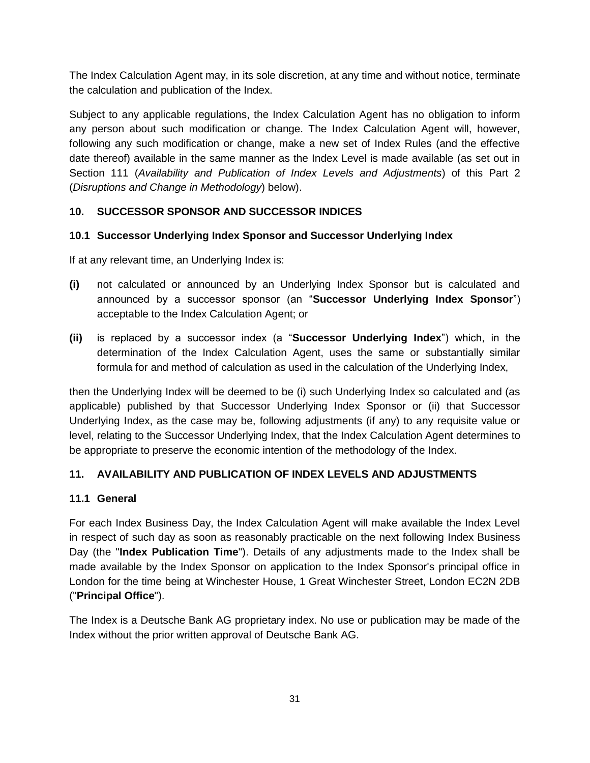The Index Calculation Agent may, in its sole discretion, at any time and without notice, terminate the calculation and publication of the Index.

Subject to any applicable regulations, the Index Calculation Agent has no obligation to inform any person about such modification or change. The Index Calculation Agent will, however, following any such modification or change, make a new set of Index Rules (and the effective date thereof) available in the same manner as the Index Level is made available (as set out in Section 111 (*Availability and Publication of Index Levels and Adjustments*) of this Part 2 (*Disruptions and Change in Methodology*) below).

## 10. SUCCESSOR SPONSOR AND SUCCESSOR INDICES

### 10.1 Successor Underlying Index Sponsor and Successor Underlying Index

If at any relevant time, an Underlying Index is:

**(i)** not calculated or announced by an Underlying Index Sponsor but is calculated and announced by a successor sponsor (an "**Successor Underlying Index Sponsor**") acceptable to the Index Calculation Agent; or

**(ii)** is replaced by a successor index (a "**Successor Underlying Index**") which, in the determination of the Index Calculation Agent, uses the same or substantially similar formula for and method of calculation as used in the calculation of the Underlying Index,

then the Underlying Index will be deemed to be (i) such Underlying Index so calculated and (as applicable) published by that Successor Underlying Index Sponsor or (ii) that Successor Underlying Index, as the case may be, following adjustments (if any) to any requisite value or level, relating to the Successor Underlying Index, that the Index Calculation Agent determines to be appropriate to preserve the economic intention of the methodology of the Index.

## 11. AVAILABILITY AND PUBLICATION OF INDEX LEVELS AND ADJUSTMENTS

### 11.1 General

For each Index Business Day, the Index Calculation Agent will make available the Index Level in respect of such day as soon as reasonably practicable on the next following Index Business Day (the "**Index Publication Time**"). Details of any adjustments made to the Index shall be made available by the Index Sponsor on application to the Index Sponsor's principal office in London for the time being at Winchester House, 1 Great Winchester Street, London EC2N 2DB ("**Principal Office**").

The Index is a Deutsche Bank AG proprietary index. No use or publication may be made of the Index without the prior written approval of Deutsche Bank AG.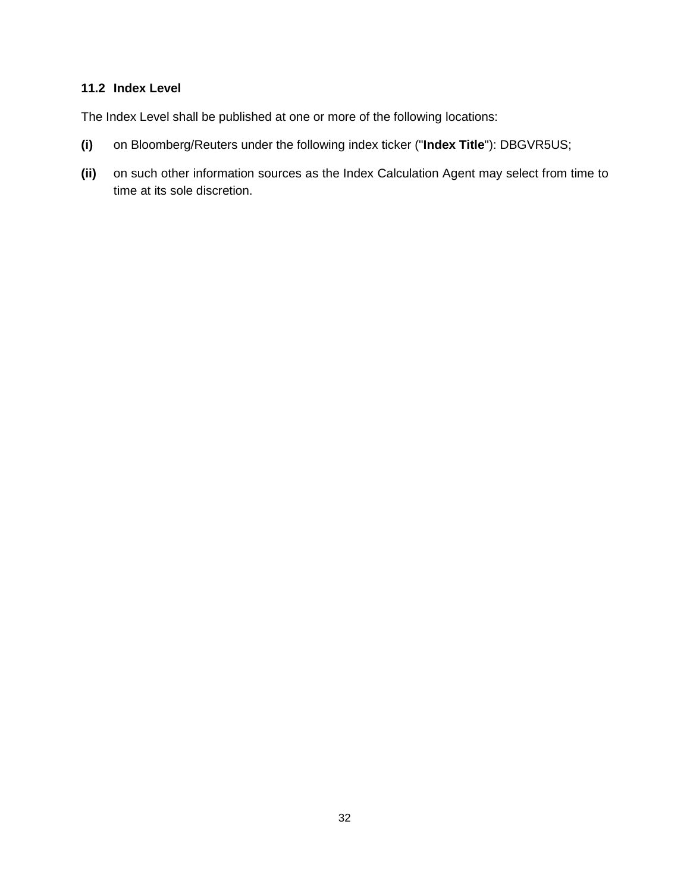### 11.2 Index Level

The Index Level shall be published at one or more of the following locations:

**(i)** on Bloomberg/Reuters under the following index ticker ("**Index Title**"): DBGVR5US;

**(ii)** on such other information sources as the Index Calculation Agent may select from time to time at its sole discretion.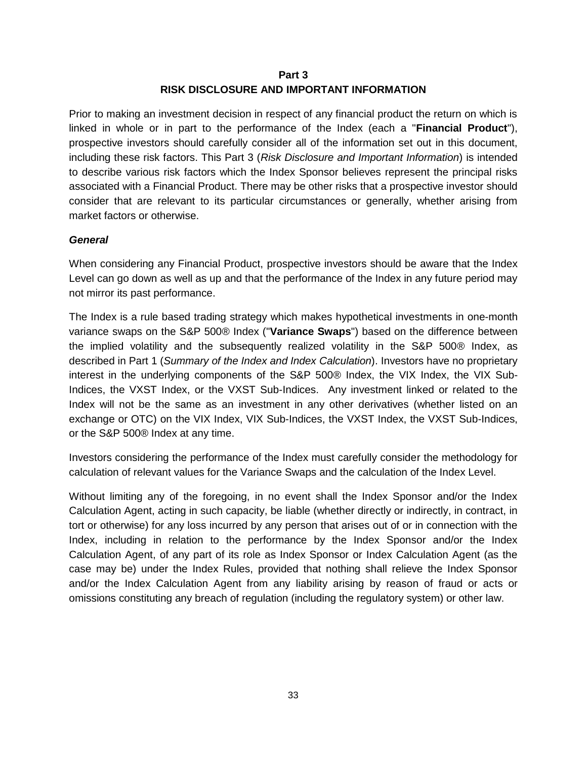## Part 3
## RISK DISCLOSURE AND IMPORTANT INFORMATION

Prior to making an investment decision in respect of any financial product the return on which is linked in whole or in part to the performance of the Index (each a "**Financial Product**"), prospective investors should carefully consider all of the information set out in this document, including these risk factors. This Part 3 (*Risk Disclosure and Important Information*) is intended to describe various risk factors which the Index Sponsor believes represent the principal risks associated with a Financial Product. There may be other risks that a prospective investor should consider that are relevant to its particular circumstances or generally, whether arising from market factors or otherwise.

***General***

When considering any Financial Product, prospective investors should be aware that the Index Level can go down as well as up and that the performance of the Index in any future period may not mirror its past performance.

The Index is a rule based trading strategy which makes hypothetical investments in one-month variance swaps on the S&P 500® Index ("**Variance Swaps**") based on the difference between the implied volatility and the subsequently realized volatility in the S&P 500® Index, as described in Part 1 (*Summary of the Index and Index Calculation*). Investors have no proprietary interest in the underlying components of the S&P 500® Index, the VIX Index, the VIX Sub-Indices, the VXST Index, or the VXST Sub-Indices. Any investment linked or related to the Index will not be the same as an investment in any other derivatives (whether listed on an exchange or OTC) on the VIX Index, VIX Sub-Indices, the VXST Index, the VXST Sub-Indices, or the S&P 500® Index at any time.

Investors considering the performance of the Index must carefully consider the methodology for calculation of relevant values for the Variance Swaps and the calculation of the Index Level.

Without limiting any of the foregoing, in no event shall the Index Sponsor and/or the Index Calculation Agent, acting in such capacity, be liable (whether directly or indirectly, in contract, in tort or otherwise) for any loss incurred by any person that arises out of or in connection with the Index, including in relation to the performance by the Index Sponsor and/or the Index Calculation Agent, of any part of its role as Index Sponsor or Index Calculation Agent (as the case may be) under the Index Rules, provided that nothing shall relieve the Index Sponsor and/or the Index Calculation Agent from any liability arising by reason of fraud or acts or omissions constituting any breach of regulation (including the regulatory system) or other law.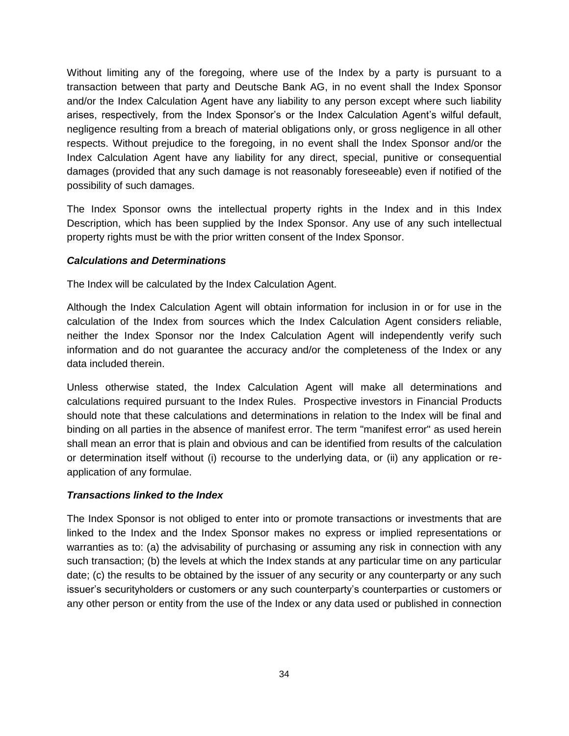Without limiting any of the foregoing, where use of the Index by a party is pursuant to a transaction between that party and Deutsche Bank AG, in no event shall the Index Sponsor and/or the Index Calculation Agent have any liability to any person except where such liability arises, respectively, from the Index Sponsor's or the Index Calculation Agent's wilful default, negligence resulting from a breach of material obligations only, or gross negligence in all other respects. Without prejudice to the foregoing, in no event shall the Index Sponsor and/or the Index Calculation Agent have any liability for any direct, special, punitive or consequential damages (provided that any such damage is not reasonably foreseeable) even if notified of the possibility of such damages.

The Index Sponsor owns the intellectual property rights in the Index and in this Index Description, which has been supplied by the Index Sponsor. Any use of any such intellectual property rights must be with the prior written consent of the Index Sponsor.

***Calculations and Determinations***

The Index will be calculated by the Index Calculation Agent.

Although the Index Calculation Agent will obtain information for inclusion in or for use in the calculation of the Index from sources which the Index Calculation Agent considers reliable, neither the Index Sponsor nor the Index Calculation Agent will independently verify such information and do not guarantee the accuracy and/or the completeness of the Index or any data included therein.

Unless otherwise stated, the Index Calculation Agent will make all determinations and calculations required pursuant to the Index Rules. Prospective investors in Financial Products should note that these calculations and determinations in relation to the Index will be final and binding on all parties in the absence of manifest error. The term "manifest error" as used herein shall mean an error that is plain and obvious and can be identified from results of the calculation or determination itself without (i) recourse to the underlying data, or (ii) any application or re-application of any formulae.

***Transactions linked to the Index***

The Index Sponsor is not obliged to enter into or promote transactions or investments that are linked to the Index and the Index Sponsor makes no express or implied representations or warranties as to: (a) the advisability of purchasing or assuming any risk in connection with any such transaction; (b) the levels at which the Index stands at any particular time on any particular date; (c) the results to be obtained by the issuer of any security or any counterparty or any such issuer's securityholders or customers or any such counterparty's counterparties or customers or any other person or entity from the use of the Index or any data used or published in connection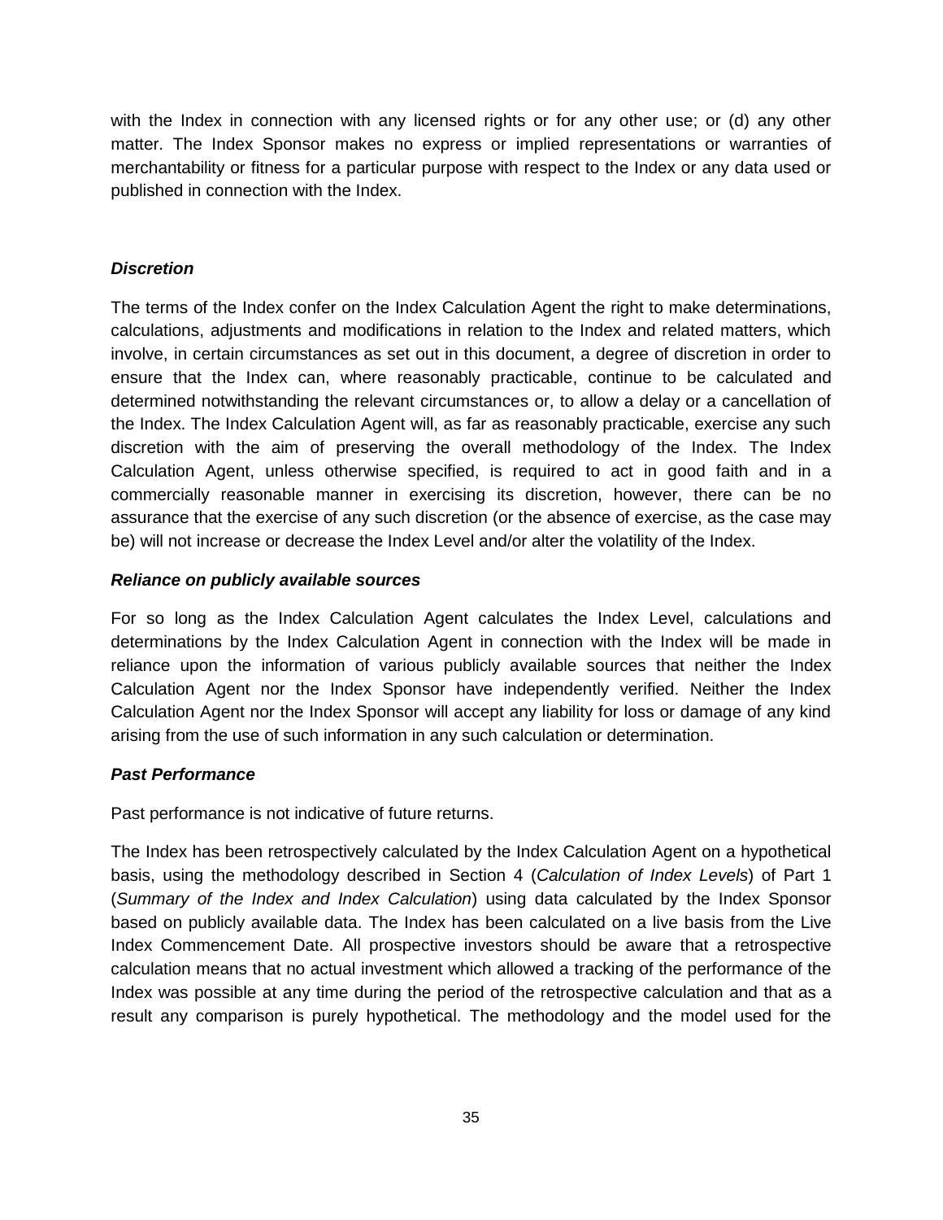with the Index in connection with any licensed rights or for any other use; or (d) any other matter. The Index Sponsor makes no express or implied representations or warranties of merchantability or fitness for a particular purpose with respect to the Index or any data used or published in connection with the Index.

***Discretion***

The terms of the Index confer on the Index Calculation Agent the right to make determinations, calculations, adjustments and modifications in relation to the Index and related matters, which involve, in certain circumstances as set out in this document, a degree of discretion in order to ensure that the Index can, where reasonably practicable, continue to be calculated and determined notwithstanding the relevant circumstances or, to allow a delay or a cancellation of the Index. The Index Calculation Agent will, as far as reasonably practicable, exercise any such discretion with the aim of preserving the overall methodology of the Index. The Index Calculation Agent, unless otherwise specified, is required to act in good faith and in a commercially reasonable manner in exercising its discretion, however, there can be no assurance that the exercise of any such discretion (or the absence of exercise, as the case may be) will not increase or decrease the Index Level and/or alter the volatility of the Index.

***Reliance on publicly available sources***

For so long as the Index Calculation Agent calculates the Index Level, calculations and determinations by the Index Calculation Agent in connection with the Index will be made in reliance upon the information of various publicly available sources that neither the Index Calculation Agent nor the Index Sponsor have independently verified. Neither the Index Calculation Agent nor the Index Sponsor will accept any liability for loss or damage of any kind arising from the use of such information in any such calculation or determination.

***Past Performance***

Past performance is not indicative of future returns.

The Index has been retrospectively calculated by the Index Calculation Agent on a hypothetical basis, using the methodology described in Section 4 (*Calculation of Index Levels*) of Part 1 (*Summary of the Index and Index Calculation*) using data calculated by the Index Sponsor based on publicly available data. The Index has been calculated on a live basis from the Live Index Commencement Date. All prospective investors should be aware that a retrospective calculation means that no actual investment which allowed a tracking of the performance of the Index was possible at any time during the period of the retrospective calculation and that as a result any comparison is purely hypothetical. The methodology and the model used for the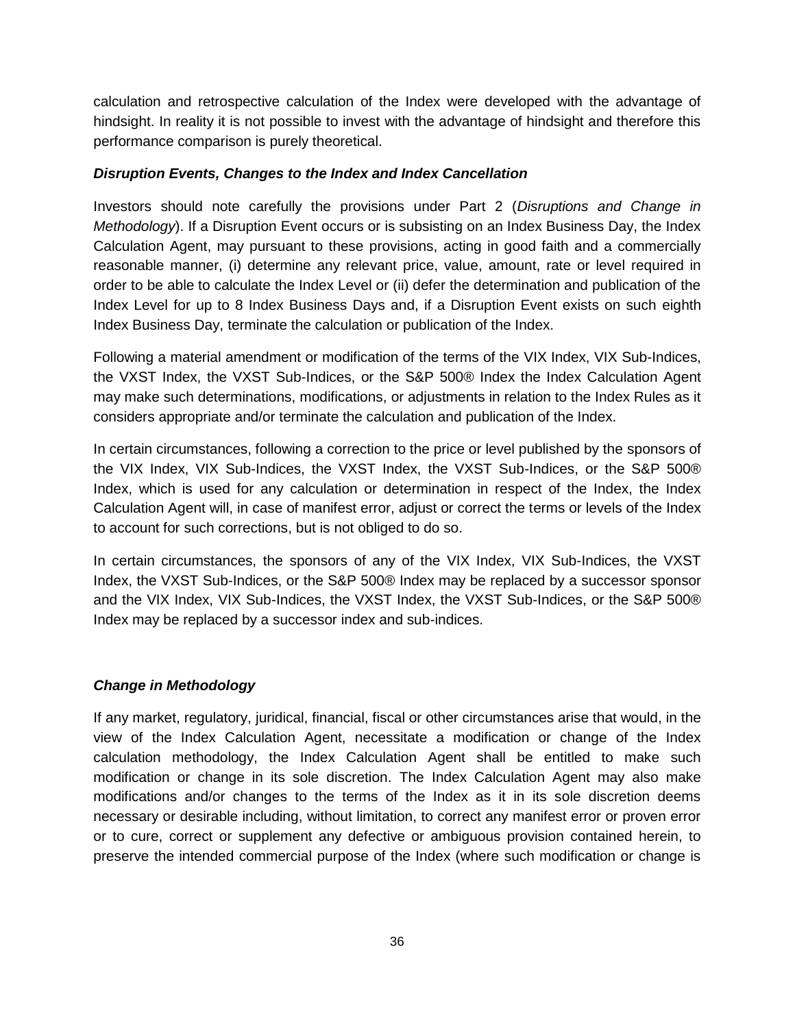calculation and retrospective calculation of the Index were developed with the advantage of hindsight. In reality it is not possible to invest with the advantage of hindsight and therefore this performance comparison is purely theoretical.

***Disruption Events, Changes to the Index and Index Cancellation***

Investors should note carefully the provisions under Part 2 (*Disruptions and Change in Methodology*). If a Disruption Event occurs or is subsisting on an Index Business Day, the Index Calculation Agent, may pursuant to these provisions, acting in good faith and a commercially reasonable manner, (i) determine any relevant price, value, amount, rate or level required in order to be able to calculate the Index Level or (ii) defer the determination and publication of the Index Level for up to 8 Index Business Days and, if a Disruption Event exists on such eighth Index Business Day, terminate the calculation or publication of the Index.

Following a material amendment or modification of the terms of the VIX Index, VIX Sub-Indices, the VXST Index, the VXST Sub-Indices, or the S&P 500® Index the Index Calculation Agent may make such determinations, modifications, or adjustments in relation to the Index Rules as it considers appropriate and/or terminate the calculation and publication of the Index.

In certain circumstances, following a correction to the price or level published by the sponsors of the VIX Index, VIX Sub-Indices, the VXST Index, the VXST Sub-Indices, or the S&P 500® Index, which is used for any calculation or determination in respect of the Index, the Index Calculation Agent will, in case of manifest error, adjust or correct the terms or levels of the Index to account for such corrections, but is not obliged to do so.

In certain circumstances, the sponsors of any of the VIX Index, VIX Sub-Indices, the VXST Index, the VXST Sub-Indices, or the S&P 500® Index may be replaced by a successor sponsor and the VIX Index, VIX Sub-Indices, the VXST Index, the VXST Sub-Indices, or the S&P 500® Index may be replaced by a successor index and sub-indices.

***Change in Methodology***

If any market, regulatory, juridical, financial, fiscal or other circumstances arise that would, in the view of the Index Calculation Agent, necessitate a modification or change of the Index calculation methodology, the Index Calculation Agent shall be entitled to make such modification or change in its sole discretion. The Index Calculation Agent may also make modifications and/or changes to the terms of the Index as it in its sole discretion deems necessary or desirable including, without limitation, to correct any manifest error or proven error or to cure, correct or supplement any defective or ambiguous provision contained herein, to preserve the intended commercial purpose of the Index (where such modification or change is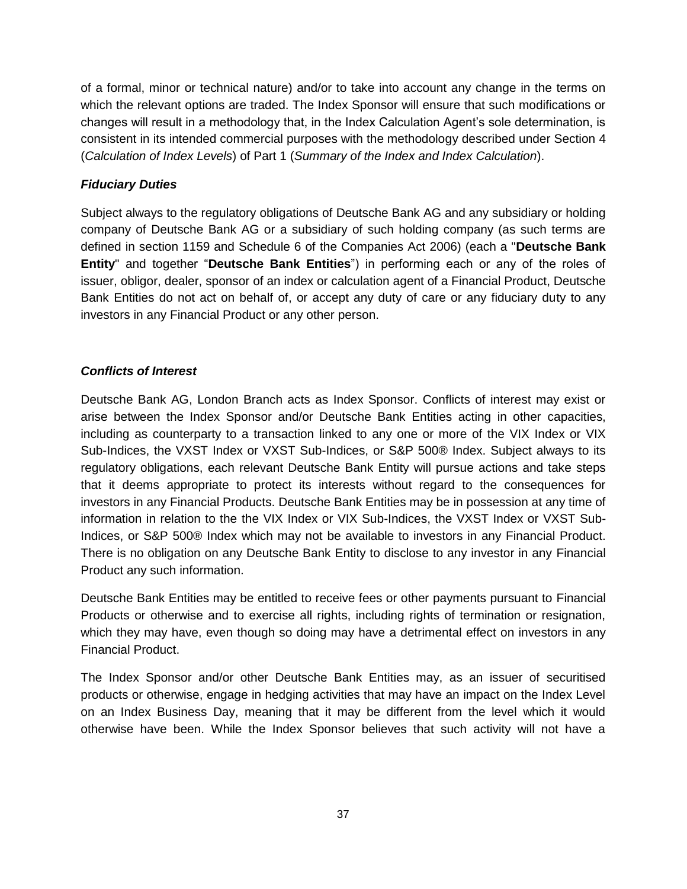of a formal, minor or technical nature) and/or to take into account any change in the terms on which the relevant options are traded. The Index Sponsor will ensure that such modifications or changes will result in a methodology that, in the Index Calculation Agent's sole determination, is consistent in its intended commercial purposes with the methodology described under Section 4 (*Calculation of Index Levels*) of Part 1 (*Summary of the Index and Index Calculation*).

***Fiduciary Duties***

Subject always to the regulatory obligations of Deutsche Bank AG and any subsidiary or holding company of Deutsche Bank AG or a subsidiary of such holding company (as such terms are defined in section 1159 and Schedule 6 of the Companies Act 2006) (each a "**Deutsche Bank Entity**" and together "**Deutsche Bank Entities**") in performing each or any of the roles of issuer, obligor, dealer, sponsor of an index or calculation agent of a Financial Product, Deutsche Bank Entities do not act on behalf of, or accept any duty of care or any fiduciary duty to any investors in any Financial Product or any other person.

***Conflicts of Interest***

Deutsche Bank AG, London Branch acts as Index Sponsor. Conflicts of interest may exist or arise between the Index Sponsor and/or Deutsche Bank Entities acting in other capacities, including as counterparty to a transaction linked to any one or more of the VIX Index or VIX Sub-Indices, the VXST Index or VXST Sub-Indices, or S&P 500® Index. Subject always to its regulatory obligations, each relevant Deutsche Bank Entity will pursue actions and take steps that it deems appropriate to protect its interests without regard to the consequences for investors in any Financial Products. Deutsche Bank Entities may be in possession at any time of information in relation to the the VIX Index or VIX Sub-Indices, the VXST Index or VXST Sub-Indices, or S&P 500® Index which may not be available to investors in any Financial Product. There is no obligation on any Deutsche Bank Entity to disclose to any investor in any Financial Product any such information.

Deutsche Bank Entities may be entitled to receive fees or other payments pursuant to Financial Products or otherwise and to exercise all rights, including rights of termination or resignation, which they may have, even though so doing may have a detrimental effect on investors in any Financial Product.

The Index Sponsor and/or other Deutsche Bank Entities may, as an issuer of securitised products or otherwise, engage in hedging activities that may have an impact on the Index Level on an Index Business Day, meaning that it may be different from the level which it would otherwise have been. While the Index Sponsor believes that such activity will not have a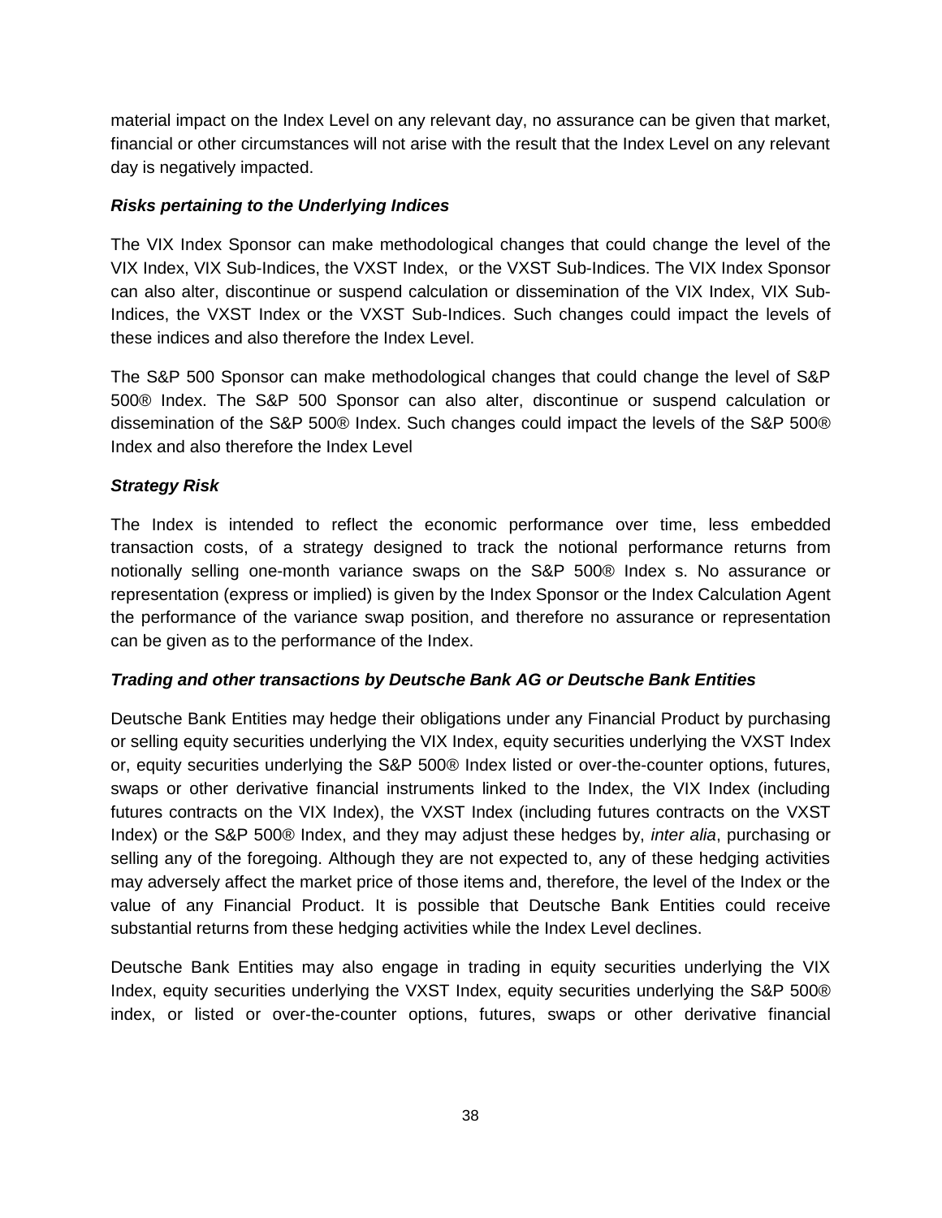material impact on the Index Level on any relevant day, no assurance can be given that market, financial or other circumstances will not arise with the result that the Index Level on any relevant day is negatively impacted.

***Risks pertaining to the Underlying Indices***

The VIX Index Sponsor can make methodological changes that could change the level of the VIX Index, VIX Sub-Indices, the VXST Index, or the VXST Sub-Indices. The VIX Index Sponsor can also alter, discontinue or suspend calculation or dissemination of the VIX Index, VIX Sub-Indices, the VXST Index or the VXST Sub-Indices. Such changes could impact the levels of these indices and also therefore the Index Level.

The S&P 500 Sponsor can make methodological changes that could change the level of S&P 500® Index. The S&P 500 Sponsor can also alter, discontinue or suspend calculation or dissemination of the S&P 500® Index. Such changes could impact the levels of the S&P 500® Index and also therefore the Index Level

***Strategy Risk***

The Index is intended to reflect the economic performance over time, less embedded transaction costs, of a strategy designed to track the notional performance returns from notionally selling one-month variance swaps on the S&P 500® Index s. No assurance or representation (express or implied) is given by the Index Sponsor or the Index Calculation Agent the performance of the variance swap position, and therefore no assurance or representation can be given as to the performance of the Index.

***Trading and other transactions by Deutsche Bank AG or Deutsche Bank Entities***

Deutsche Bank Entities may hedge their obligations under any Financial Product by purchasing or selling equity securities underlying the VIX Index, equity securities underlying the VXST Index or, equity securities underlying the S&P 500® Index listed or over-the-counter options, futures, swaps or other derivative financial instruments linked to the Index, the VIX Index (including futures contracts on the VIX Index), the VXST Index (including futures contracts on the VXST Index) or the S&P 500® Index, and they may adjust these hedges by, *inter alia*, purchasing or selling any of the foregoing. Although they are not expected to, any of these hedging activities may adversely affect the market price of those items and, therefore, the level of the Index or the value of any Financial Product. It is possible that Deutsche Bank Entities could receive substantial returns from these hedging activities while the Index Level declines.

Deutsche Bank Entities may also engage in trading in equity securities underlying the VIX Index, equity securities underlying the VXST Index, equity securities underlying the S&P 500® index, or listed or over-the-counter options, futures, swaps or other derivative financial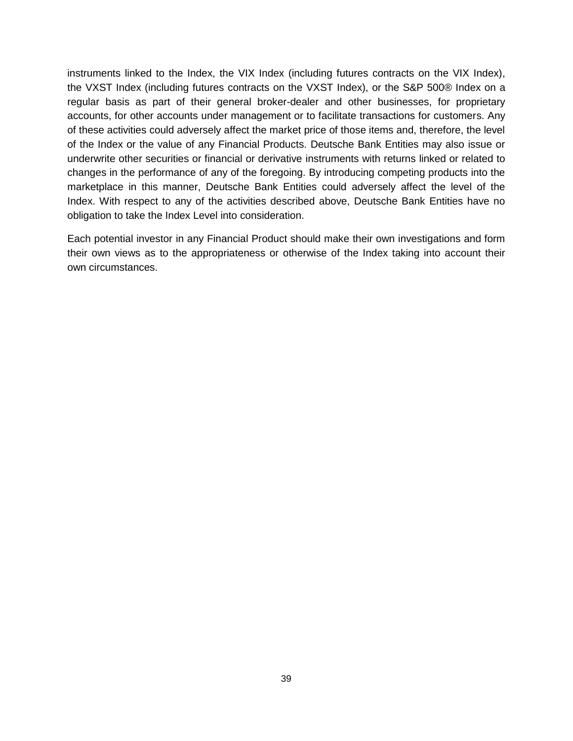instruments linked to the Index, the VIX Index (including futures contracts on the VIX Index), the VXST Index (including futures contracts on the VXST Index), or the S&P 500® Index on a regular basis as part of their general broker-dealer and other businesses, for proprietary accounts, for other accounts under management or to facilitate transactions for customers. Any of these activities could adversely affect the market price of those items and, therefore, the level of the Index or the value of any Financial Products. Deutsche Bank Entities may also issue or underwrite other securities or financial or derivative instruments with returns linked or related to changes in the performance of any of the foregoing. By introducing competing products into the marketplace in this manner, Deutsche Bank Entities could adversely affect the level of the Index. With respect to any of the activities described above, Deutsche Bank Entities have no obligation to take the Index Level into consideration.

Each potential investor in any Financial Product should make their own investigations and form their own views as to the appropriateness or otherwise of the Index taking into account their own circumstances.